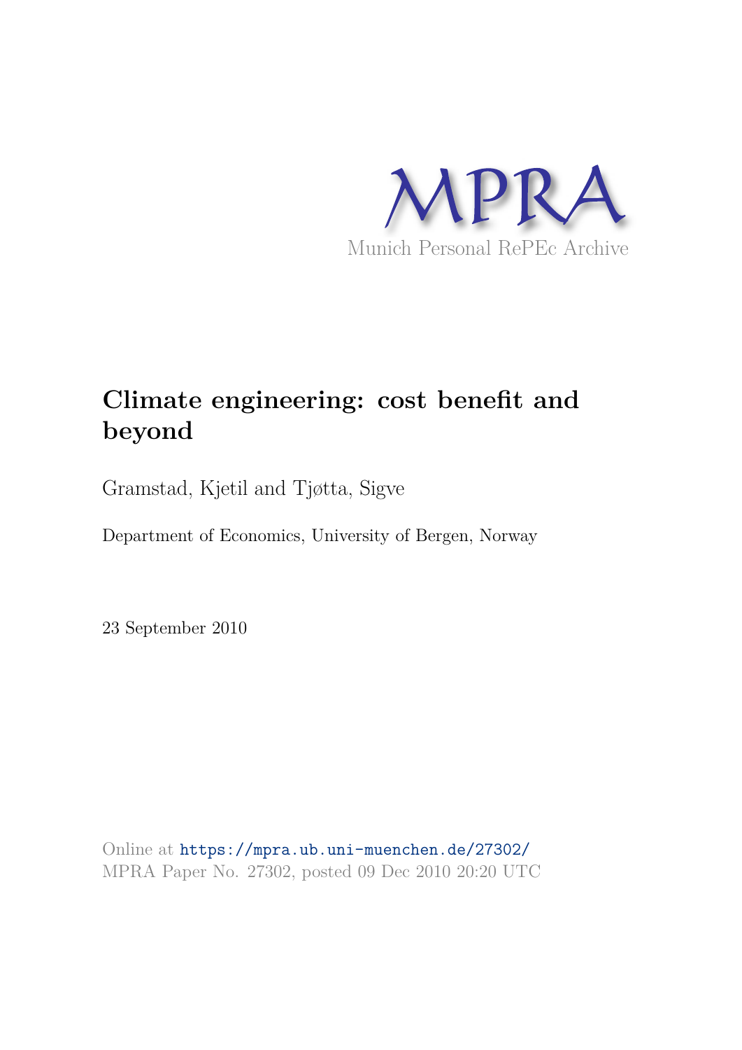MPRA

Munich Personal RePEc Archive

# Climate engineering: cost benefit and beyond

Gramstad, Kjetil and Tjøtta, Sigve

Department of Economics, University of Bergen, Norway

23 September 2010

Online at https://mpra.ub.uni-muenchen.de/27302/
MPRA Paper No. 27302, posted 09 Dec 2010 20:20 UTC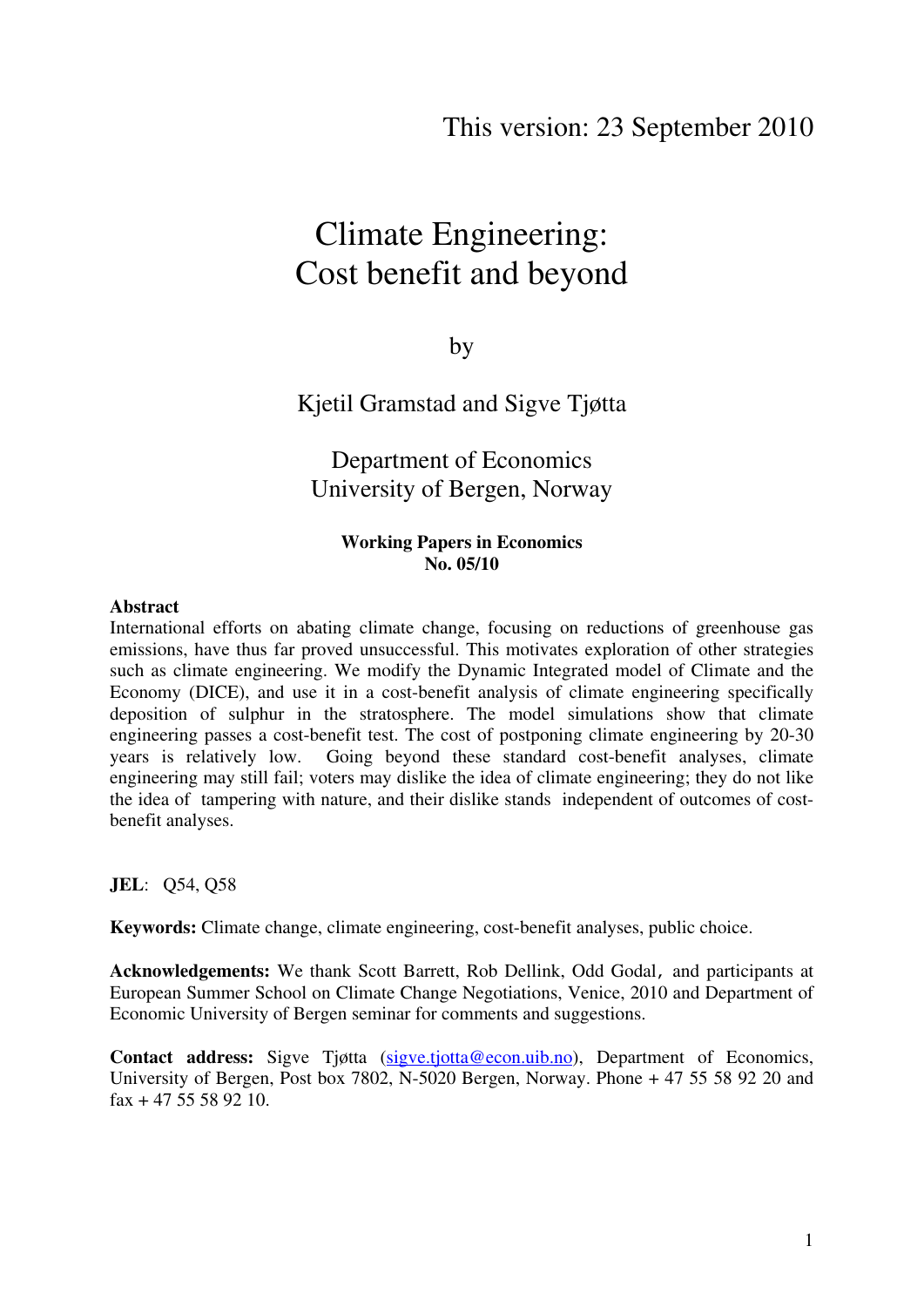This version: 23 September 2010

# Climate Engineering: Cost benefit and beyond

by

Kjetil Gramstad and Sigve Tjøtta

Department of Economics
University of Bergen, Norway

**Working Papers in Economics**
**No. 05/10**

**Abstract**
International efforts on abating climate change, focusing on reductions of greenhouse gas emissions, have thus far proved unsuccessful. This motivates exploration of other strategies such as climate engineering. We modify the Dynamic Integrated model of Climate and the Economy (DICE), and use it in a cost-benefit analysis of climate engineering specifically deposition of sulphur in the stratosphere. The model simulations show that climate engineering passes a cost-benefit test. The cost of postponing climate engineering by 20-30 years is relatively low. Going beyond these standard cost-benefit analyses, climate engineering may still fail; voters may dislike the idea of climate engineering; they do not like the idea of tampering with nature, and their dislike stands independent of outcomes of cost-benefit analyses.

**JEL**: Q54, Q58

**Keywords:** Climate change, climate engineering, cost-benefit analyses, public choice.

**Acknowledgements:** We thank Scott Barrett, Rob Dellink, Odd Godal, and participants at European Summer School on Climate Change Negotiations, Venice, 2010 and Department of Economic University of Bergen seminar for comments and suggestions.

**Contact address:** Sigve Tjøtta (sigve.tjotta@econ.uib.no), Department of Economics, University of Bergen, Post box 7802, N-5020 Bergen, Norway. Phone + 47 55 58 92 20 and fax + 47 55 58 92 10.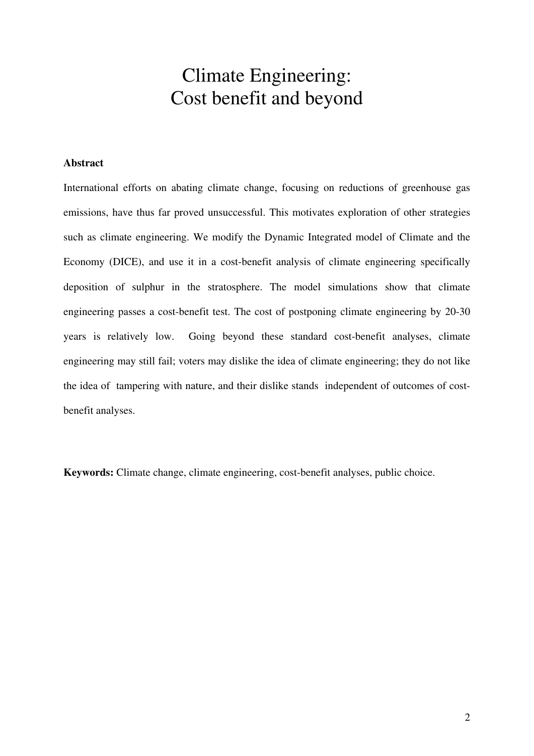# Climate Engineering: Cost benefit and beyond

**Abstract**

International efforts on abating climate change, focusing on reductions of greenhouse gas emissions, have thus far proved unsuccessful. This motivates exploration of other strategies such as climate engineering. We modify the Dynamic Integrated model of Climate and the Economy (DICE), and use it in a cost-benefit analysis of climate engineering specifically deposition of sulphur in the stratosphere. The model simulations show that climate engineering passes a cost-benefit test. The cost of postponing climate engineering by 20-30 years is relatively low. Going beyond these standard cost-benefit analyses, climate engineering may still fail; voters may dislike the idea of climate engineering; they do not like the idea of tampering with nature, and their dislike stands independent of outcomes of cost-benefit analyses.

**Keywords:** Climate change, climate engineering, cost-benefit analyses, public choice.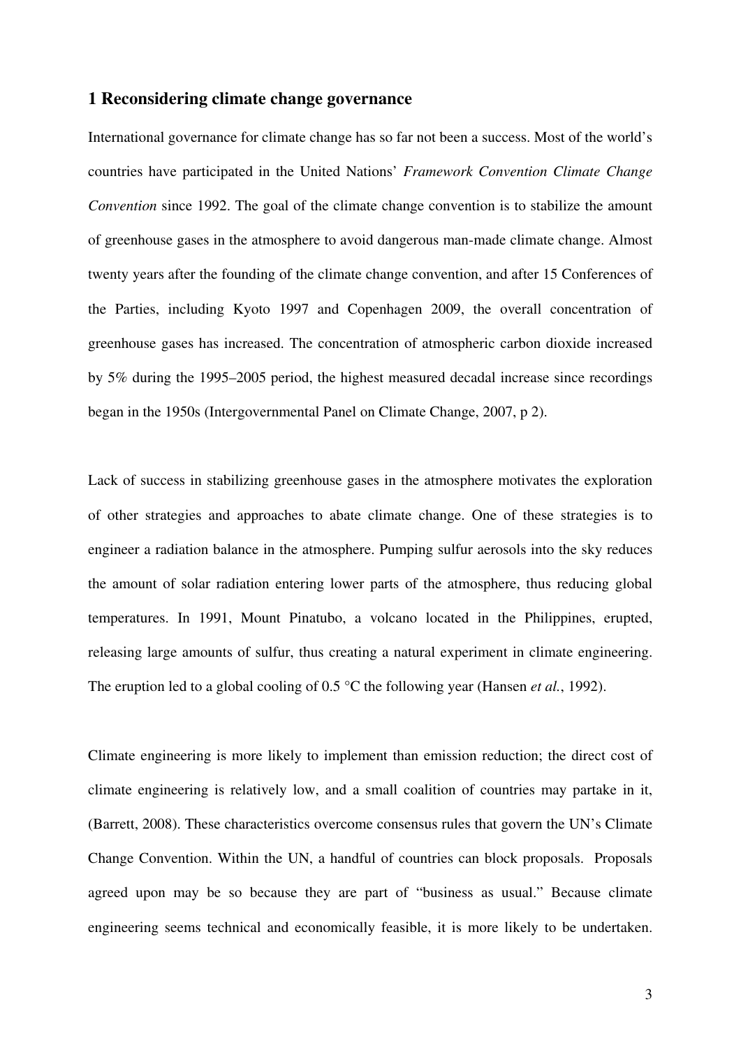## 1 Reconsidering climate change governance

International governance for climate change has so far not been a success. Most of the world's countries have participated in the United Nations' *Framework Convention Climate Change Convention* since 1992. The goal of the climate change convention is to stabilize the amount of greenhouse gases in the atmosphere to avoid dangerous man-made climate change. Almost twenty years after the founding of the climate change convention, and after 15 Conferences of the Parties, including Kyoto 1997 and Copenhagen 2009, the overall concentration of greenhouse gases has increased. The concentration of atmospheric carbon dioxide increased by 5% during the 1995–2005 period, the highest measured decadal increase since recordings began in the 1950s (Intergovernmental Panel on Climate Change, 2007, p 2).

Lack of success in stabilizing greenhouse gases in the atmosphere motivates the exploration of other strategies and approaches to abate climate change. One of these strategies is to engineer a radiation balance in the atmosphere. Pumping sulfur aerosols into the sky reduces the amount of solar radiation entering lower parts of the atmosphere, thus reducing global temperatures. In 1991, Mount Pinatubo, a volcano located in the Philippines, erupted, releasing large amounts of sulfur, thus creating a natural experiment in climate engineering. The eruption led to a global cooling of 0.5 °C the following year (Hansen *et al.*, 1992).

Climate engineering is more likely to implement than emission reduction; the direct cost of climate engineering is relatively low, and a small coalition of countries may partake in it, (Barrett, 2008). These characteristics overcome consensus rules that govern the UN's Climate Change Convention. Within the UN, a handful of countries can block proposals. Proposals agreed upon may be so because they are part of "business as usual." Because climate engineering seems technical and economically feasible, it is more likely to be undertaken.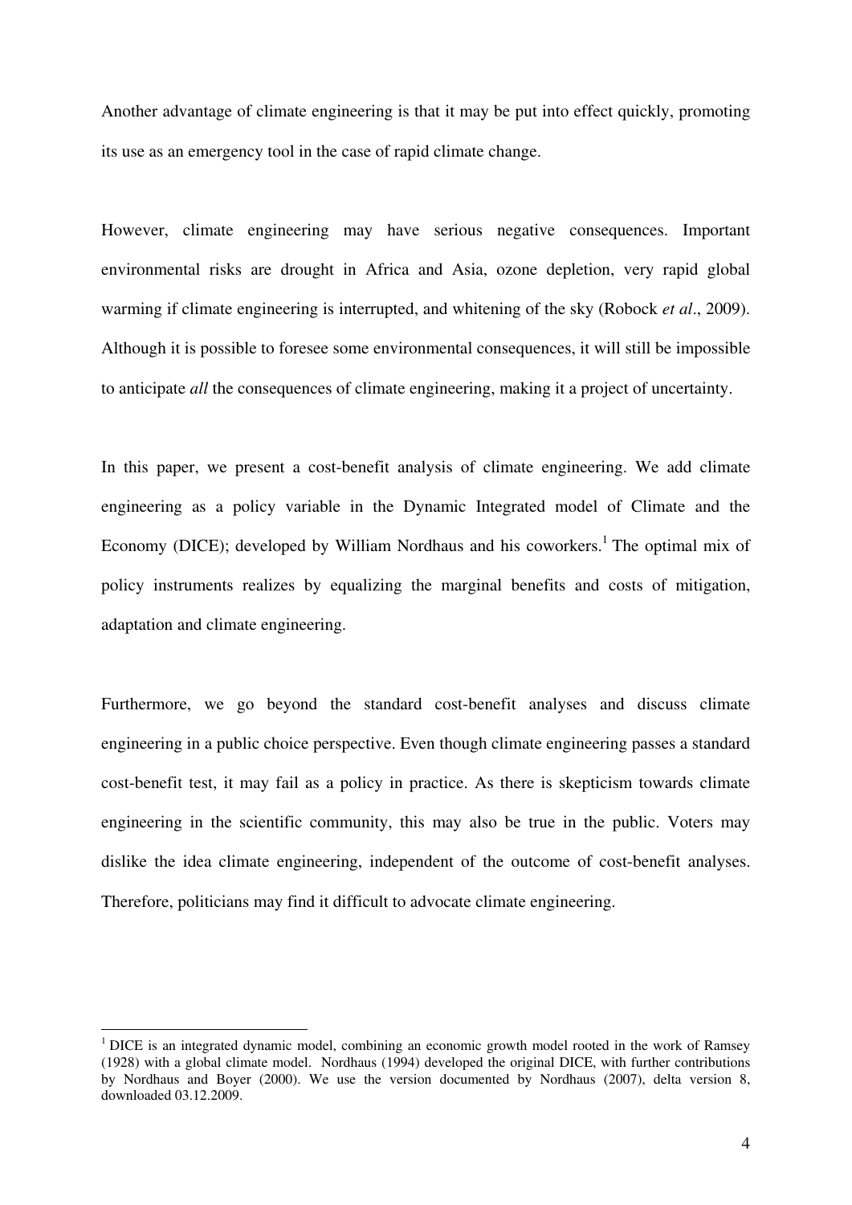Another advantage of climate engineering is that it may be put into effect quickly, promoting its use as an emergency tool in the case of rapid climate change.

However, climate engineering may have serious negative consequences. Important environmental risks are drought in Africa and Asia, ozone depletion, very rapid global warming if climate engineering is interrupted, and whitening of the sky (Robock *et al*., 2009). Although it is possible to foresee some environmental consequences, it will still be impossible to anticipate *all* the consequences of climate engineering, making it a project of uncertainty.

In this paper, we present a cost-benefit analysis of climate engineering. We add climate engineering as a policy variable in the Dynamic Integrated model of Climate and the Economy (DICE); developed by William Nordhaus and his coworkers.[1] The optimal mix of policy instruments realizes by equalizing the marginal benefits and costs of mitigation, adaptation and climate engineering.

Furthermore, we go beyond the standard cost-benefit analyses and discuss climate engineering in a public choice perspective. Even though climate engineering passes a standard cost-benefit test, it may fail as a policy in practice. As there is skepticism towards climate engineering in the scientific community, this may also be true in the public. Voters may dislike the idea climate engineering, independent of the outcome of cost-benefit analyses. Therefore, politicians may find it difficult to advocate climate engineering.

---

[1] DICE is an integrated dynamic model, combining an economic growth model rooted in the work of Ramsey (1928) with a global climate model. Nordhaus (1994) developed the original DICE, with further contributions by Nordhaus and Boyer (2000). We use the version documented by Nordhaus (2007), delta version 8, downloaded 03.12.2009.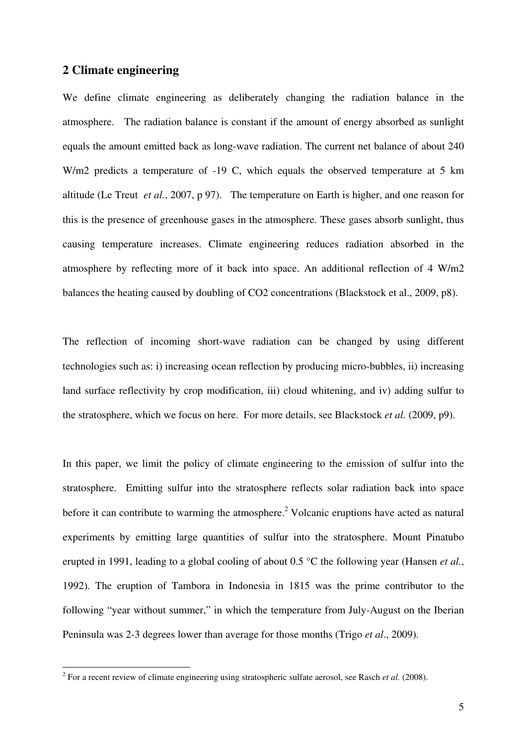## 2 Climate engineering

We define climate engineering as deliberately changing the radiation balance in the atmosphere. The radiation balance is constant if the amount of energy absorbed as sunlight equals the amount emitted back as long-wave radiation. The current net balance of about 240 W/m2 predicts a temperature of -19 C, which equals the observed temperature at 5 km altitude (Le Treut *et al.*, 2007, p 97). The temperature on Earth is higher, and one reason for this is the presence of greenhouse gases in the atmosphere. These gases absorb sunlight, thus causing temperature increases. Climate engineering reduces radiation absorbed in the atmosphere by reflecting more of it back into space. An additional reflection of 4 W/m2 balances the heating caused by doubling of CO2 concentrations (Blackstock et al., 2009, p8).

The reflection of incoming short-wave radiation can be changed by using different technologies such as: i) increasing ocean reflection by producing micro-bubbles, ii) increasing land surface reflectivity by crop modification, iii) cloud whitening, and iv) adding sulfur to the stratosphere, which we focus on here. For more details, see Blackstock *et al.* (2009, p9).

In this paper, we limit the policy of climate engineering to the emission of sulfur into the stratosphere. Emitting sulfur into the stratosphere reflects solar radiation back into space before it can contribute to warming the atmosphere.[2] Volcanic eruptions have acted as natural experiments by emitting large quantities of sulfur into the stratosphere. Mount Pinatubo erupted in 1991, leading to a global cooling of about 0.5 °C the following year (Hansen *et al.*, 1992). The eruption of Tambora in Indonesia in 1815 was the prime contributor to the following "year without summer," in which the temperature from July-August on the Iberian Peninsula was 2-3 degrees lower than average for those months (Trigo *et al*., 2009).

[2] For a recent review of climate engineering using stratospheric sulfate aerosol, see Rasch *et al.* (2008).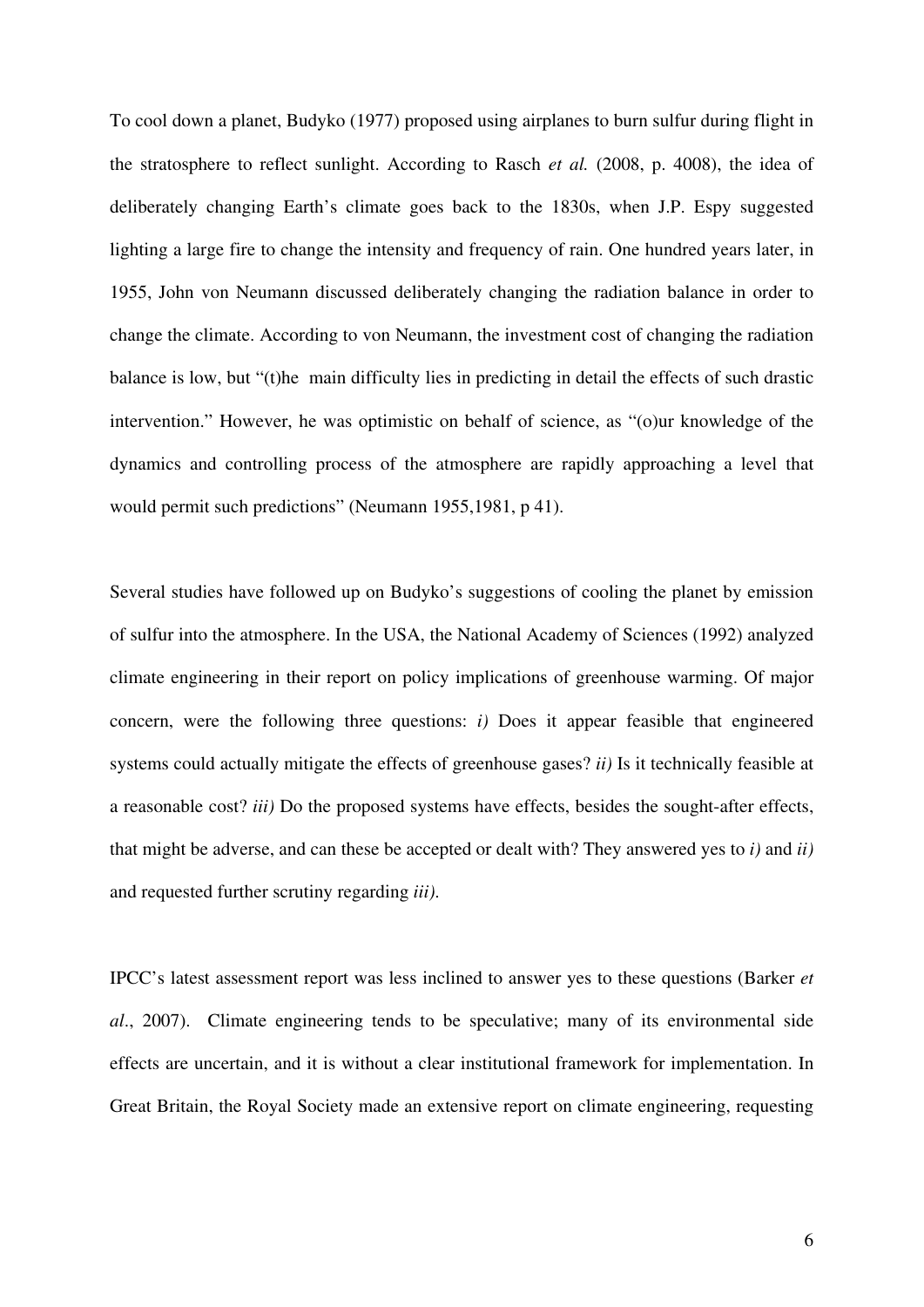To cool down a planet, Budyko (1977) proposed using airplanes to burn sulfur during flight in the stratosphere to reflect sunlight. According to Rasch *et al.* (2008, p. 4008), the idea of deliberately changing Earth's climate goes back to the 1830s, when J.P. Espy suggested lighting a large fire to change the intensity and frequency of rain. One hundred years later, in 1955, John von Neumann discussed deliberately changing the radiation balance in order to change the climate. According to von Neumann, the investment cost of changing the radiation balance is low, but "(t)he main difficulty lies in predicting in detail the effects of such drastic intervention." However, he was optimistic on behalf of science, as "(o)ur knowledge of the dynamics and controlling process of the atmosphere are rapidly approaching a level that would permit such predictions" (Neumann 1955,1981, p 41).

Several studies have followed up on Budyko's suggestions of cooling the planet by emission of sulfur into the atmosphere. In the USA, the National Academy of Sciences (1992) analyzed climate engineering in their report on policy implications of greenhouse warming. Of major concern, were the following three questions: *i)* Does it appear feasible that engineered systems could actually mitigate the effects of greenhouse gases? *ii)* Is it technically feasible at a reasonable cost? *iii)* Do the proposed systems have effects, besides the sought-after effects, that might be adverse, and can these be accepted or dealt with? They answered yes to *i)* and *ii)* and requested further scrutiny regarding *iii).*

IPCC's latest assessment report was less inclined to answer yes to these questions (Barker *et al*., 2007). Climate engineering tends to be speculative; many of its environmental side effects are uncertain, and it is without a clear institutional framework for implementation. In Great Britain, the Royal Society made an extensive report on climate engineering, requesting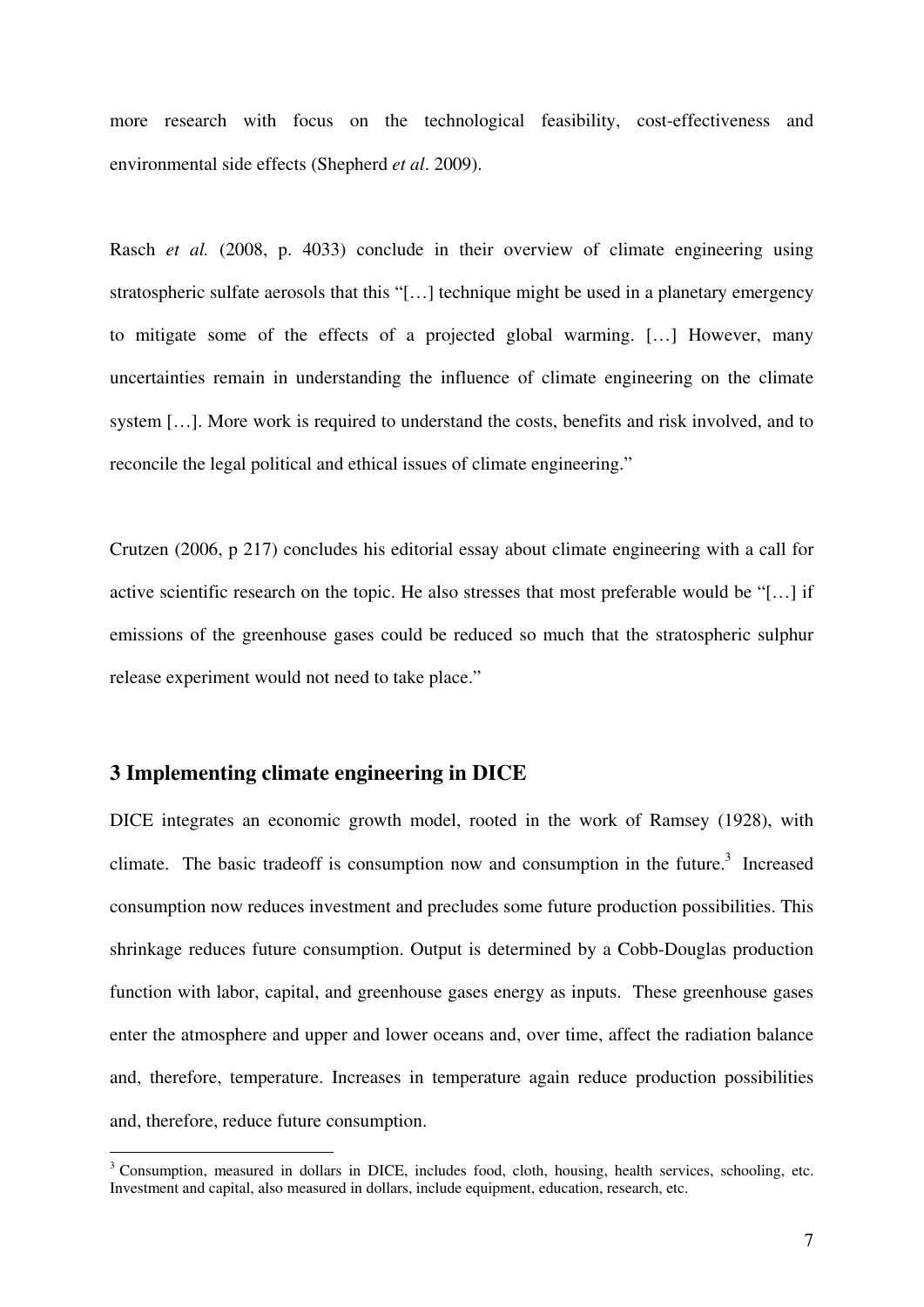more research with focus on the technological feasibility, cost-effectiveness and environmental side effects (Shepherd *et al*. 2009).

Rasch *et al.* (2008, p. 4033) conclude in their overview of climate engineering using stratospheric sulfate aerosols that this "[…] technique might be used in a planetary emergency to mitigate some of the effects of a projected global warming. […] However, many uncertainties remain in understanding the influence of climate engineering on the climate system […]. More work is required to understand the costs, benefits and risk involved, and to reconcile the legal political and ethical issues of climate engineering."

Crutzen (2006, p 217) concludes his editorial essay about climate engineering with a call for active scientific research on the topic. He also stresses that most preferable would be "[…] if emissions of the greenhouse gases could be reduced so much that the stratospheric sulphur release experiment would not need to take place."

## 3 Implementing climate engineering in DICE

DICE integrates an economic growth model, rooted in the work of Ramsey (1928), with climate. The basic tradeoff is consumption now and consumption in the future.[3] Increased consumption now reduces investment and precludes some future production possibilities. This shrinkage reduces future consumption. Output is determined by a Cobb-Douglas production function with labor, capital, and greenhouse gases energy as inputs. These greenhouse gases enter the atmosphere and upper and lower oceans and, over time, affect the radiation balance and, therefore, temperature. Increases in temperature again reduce production possibilities and, therefore, reduce future consumption.

[3] Consumption, measured in dollars in DICE, includes food, cloth, housing, health services, schooling, etc. Investment and capital, also measured in dollars, include equipment, education, research, etc.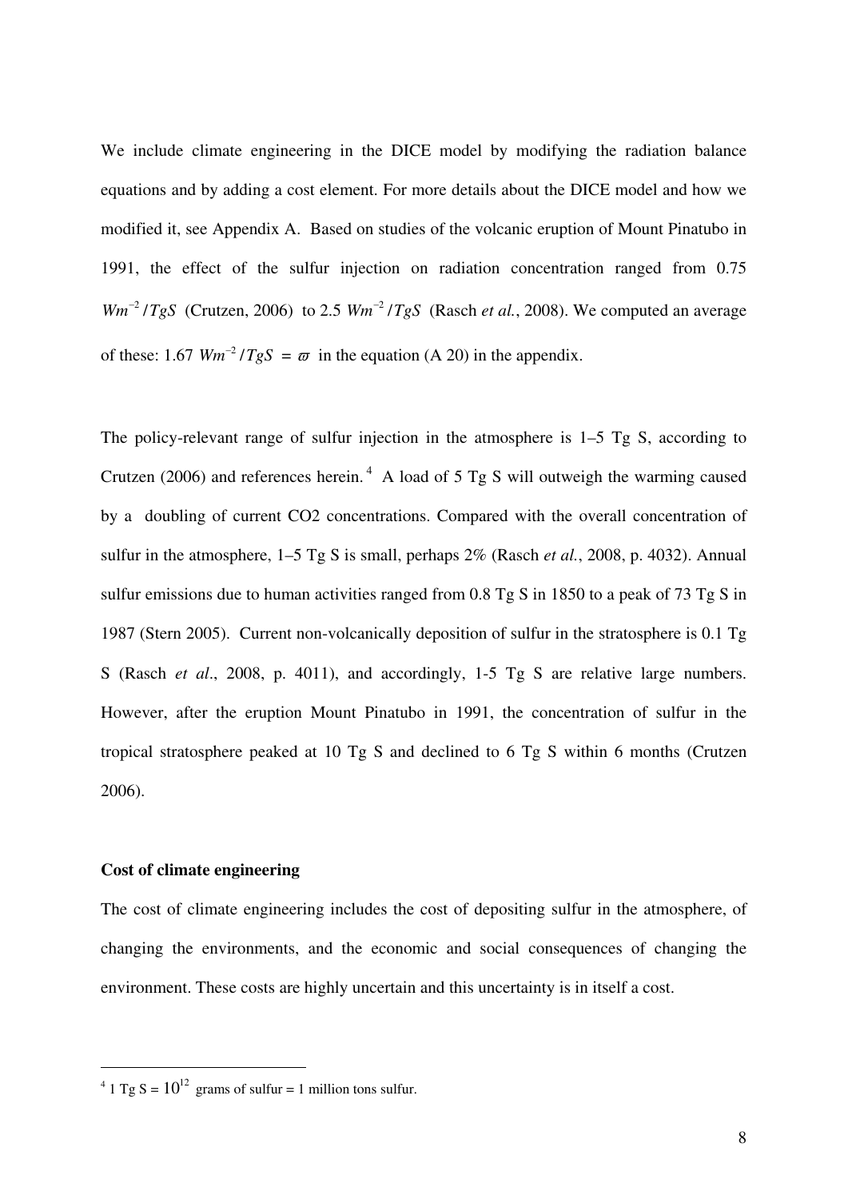We include climate engineering in the DICE model by modifying the radiation balance equations and by adding a cost element. For more details about the DICE model and how we modified it, see Appendix A. Based on studies of the volcanic eruption of Mount Pinatubo in 1991, the effect of the sulfur injection on radiation concentration ranged from 0.75 $Wm^{-2}/TgS$ (Crutzen, 2006) to 2.5 $Wm^{-2}/TgS$ (Rasch *et al.*, 2008). We computed an average of these: 1.67 $Wm^{-2}/TgS = \varpi$ in the equation (A 20) in the appendix.

The policy-relevant range of sulfur injection in the atmosphere is 1–5 Tg S, according to Crutzen (2006) and references herein.[4] A load of 5 Tg S will outweigh the warming caused by a doubling of current CO2 concentrations. Compared with the overall concentration of sulfur in the atmosphere, 1–5 Tg S is small, perhaps 2% (Rasch *et al.*, 2008, p. 4032). Annual sulfur emissions due to human activities ranged from 0.8 Tg S in 1850 to a peak of 73 Tg S in 1987 (Stern 2005). Current non-volcanically deposition of sulfur in the stratosphere is 0.1 Tg S (Rasch *et al*., 2008, p. 4011), and accordingly, 1-5 Tg S are relative large numbers. However, after the eruption Mount Pinatubo in 1991, the concentration of sulfur in the tropical stratosphere peaked at 10 Tg S and declined to 6 Tg S within 6 months (Crutzen 2006).

**Cost of climate engineering**

The cost of climate engineering includes the cost of depositing sulfur in the atmosphere, of changing the environments, and the economic and social consequences of changing the environment. These costs are highly uncertain and this uncertainty is in itself a cost.

---

[4] 1 Tg S = $10^{12}$ grams of sulfur = 1 million tons sulfur.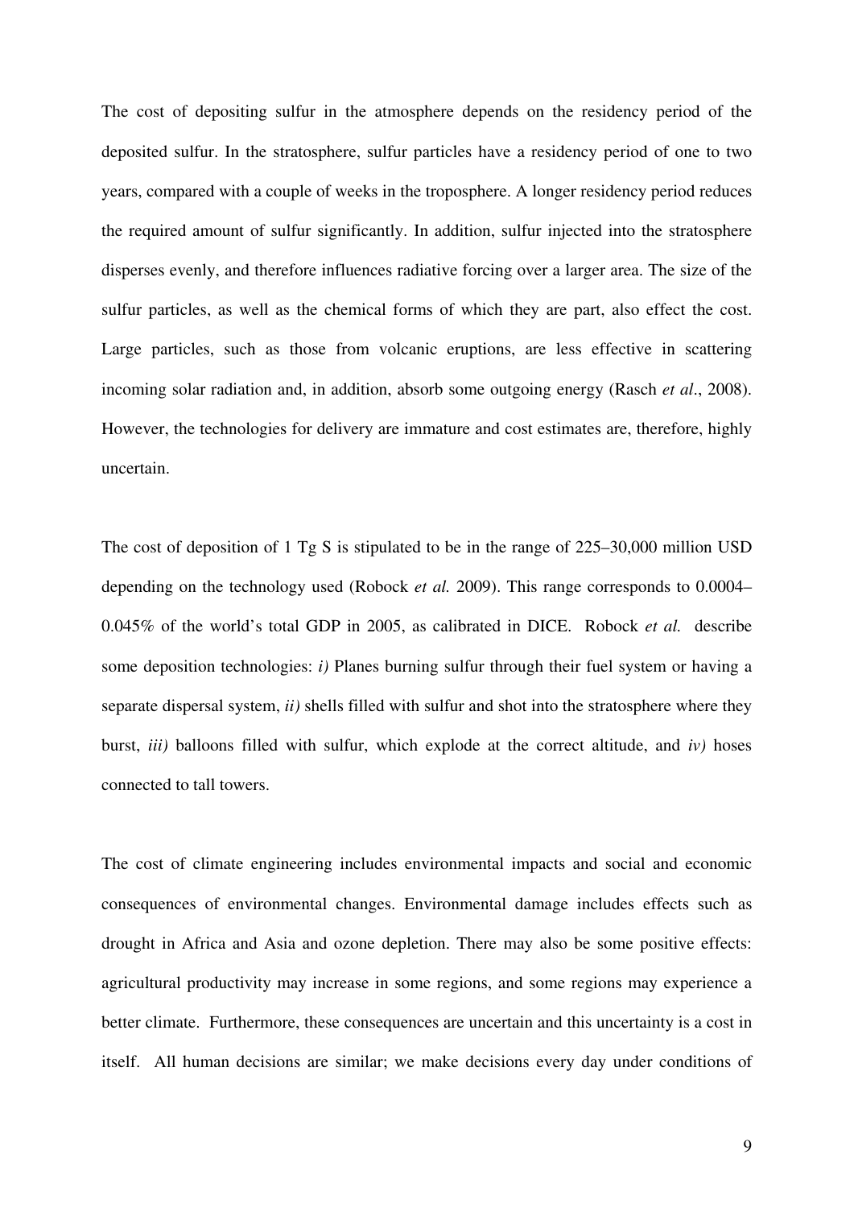The cost of depositing sulfur in the atmosphere depends on the residency period of the deposited sulfur. In the stratosphere, sulfur particles have a residency period of one to two years, compared with a couple of weeks in the troposphere. A longer residency period reduces the required amount of sulfur significantly. In addition, sulfur injected into the stratosphere disperses evenly, and therefore influences radiative forcing over a larger area. The size of the sulfur particles, as well as the chemical forms of which they are part, also effect the cost. Large particles, such as those from volcanic eruptions, are less effective in scattering incoming solar radiation and, in addition, absorb some outgoing energy (Rasch *et al*., 2008). However, the technologies for delivery are immature and cost estimates are, therefore, highly uncertain.

The cost of deposition of 1 Tg S is stipulated to be in the range of 225–30,000 million USD depending on the technology used (Robock *et al.* 2009). This range corresponds to 0.0004–0.045% of the world's total GDP in 2005, as calibrated in DICE. Robock *et al.* describe some deposition technologies: *i)* Planes burning sulfur through their fuel system or having a separate dispersal system, *ii)* shells filled with sulfur and shot into the stratosphere where they burst, *iii)* balloons filled with sulfur, which explode at the correct altitude, and *iv)* hoses connected to tall towers.

The cost of climate engineering includes environmental impacts and social and economic consequences of environmental changes. Environmental damage includes effects such as drought in Africa and Asia and ozone depletion. There may also be some positive effects: agricultural productivity may increase in some regions, and some regions may experience a better climate. Furthermore, these consequences are uncertain and this uncertainty is a cost in itself. All human decisions are similar; we make decisions every day under conditions of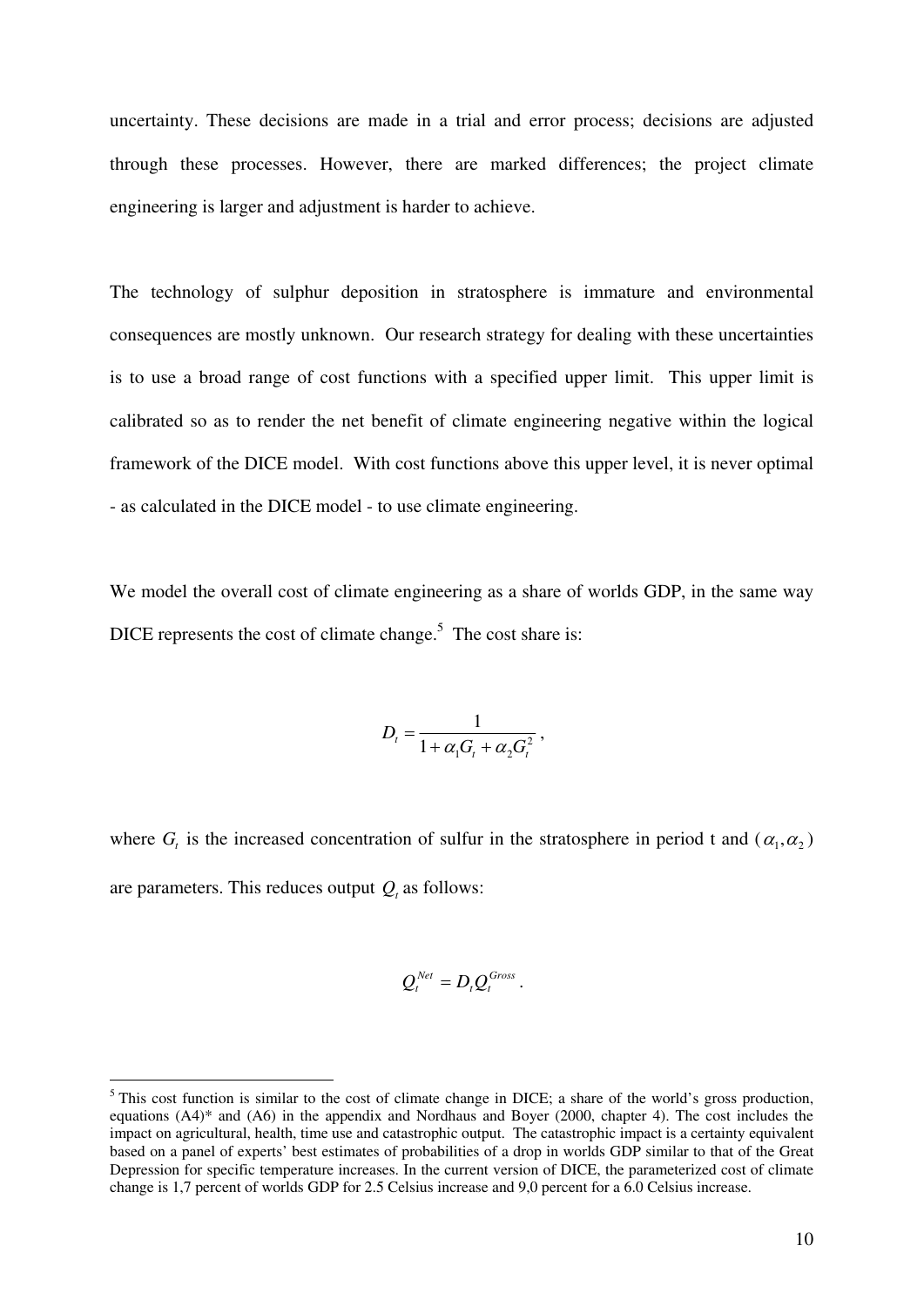uncertainty. These decisions are made in a trial and error process; decisions are adjusted through these processes. However, there are marked differences; the project climate engineering is larger and adjustment is harder to achieve.

The technology of sulphur deposition in stratosphere is immature and environmental consequences are mostly unknown. Our research strategy for dealing with these uncertainties is to use a broad range of cost functions with a specified upper limit. This upper limit is calibrated so as to render the net benefit of climate engineering negative within the logical framework of the DICE model. With cost functions above this upper level, it is never optimal - as calculated in the DICE model - to use climate engineering.

We model the overall cost of climate engineering as a share of worlds GDP, in the same way DICE represents the cost of climate change.[5] The cost share is:

$$D_t = \frac{1}{1 + \alpha_1 G_t + \alpha_2 G_t^2},$$

where $G_t$ is the increased concentration of sulfur in the stratosphere in period t and $(\alpha_1, \alpha_2)$ are parameters. This reduces output $Q_t$ as follows:

$$Q_t^{Net} = D_t Q_t^{Gross}.$$

---

[5] This cost function is similar to the cost of climate change in DICE; a share of the world's gross production, equations (A4)* and (A6) in the appendix and Nordhaus and Boyer (2000, chapter 4). The cost includes the impact on agricultural, health, time use and catastrophic output. The catastrophic impact is a certainty equivalent based on a panel of experts' best estimates of probabilities of a drop in worlds GDP similar to that of the Great Depression for specific temperature increases. In the current version of DICE, the parameterized cost of climate change is 1,7 percent of worlds GDP for 2.5 Celsius increase and 9,0 percent for a 6.0 Celsius increase.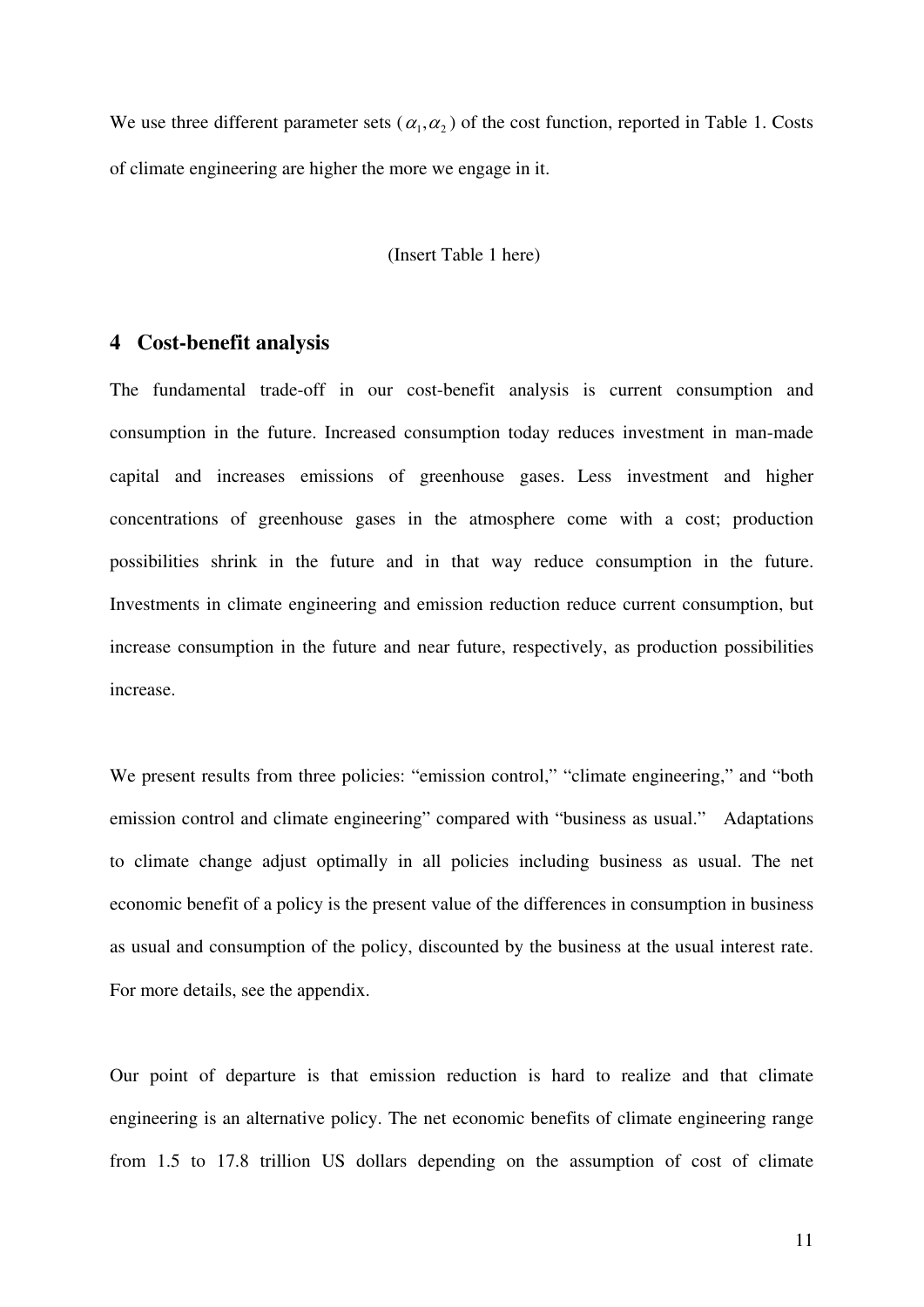We use three different parameter sets ($\alpha_1, \alpha_2$) of the cost function, reported in Table 1. Costs of climate engineering are higher the more we engage in it.

(Insert Table 1 here)

## 4 Cost-benefit analysis

The fundamental trade-off in our cost-benefit analysis is current consumption and consumption in the future. Increased consumption today reduces investment in man-made capital and increases emissions of greenhouse gases. Less investment and higher concentrations of greenhouse gases in the atmosphere come with a cost; production possibilities shrink in the future and in that way reduce consumption in the future. Investments in climate engineering and emission reduction reduce current consumption, but increase consumption in the future and near future, respectively, as production possibilities increase.

We present results from three policies: "emission control," "climate engineering," and "both emission control and climate engineering" compared with "business as usual." Adaptations to climate change adjust optimally in all policies including business as usual. The net economic benefit of a policy is the present value of the differences in consumption in business as usual and consumption of the policy, discounted by the business at the usual interest rate. For more details, see the appendix.

Our point of departure is that emission reduction is hard to realize and that climate engineering is an alternative policy. The net economic benefits of climate engineering range from 1.5 to 17.8 trillion US dollars depending on the assumption of cost of climate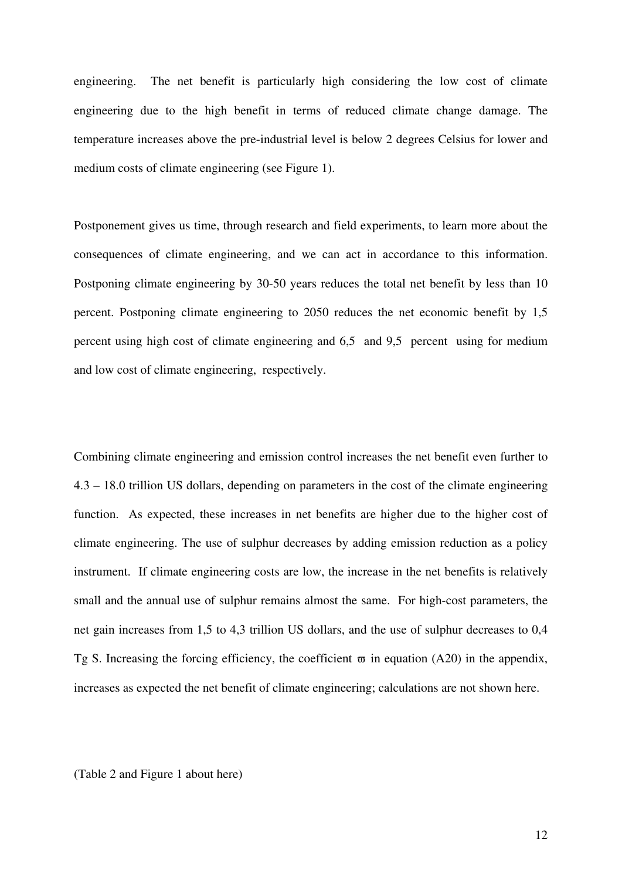engineering. The net benefit is particularly high considering the low cost of climate engineering due to the high benefit in terms of reduced climate change damage. The temperature increases above the pre-industrial level is below 2 degrees Celsius for lower and medium costs of climate engineering (see Figure 1).

Postponement gives us time, through research and field experiments, to learn more about the consequences of climate engineering, and we can act in accordance to this information. Postponing climate engineering by 30-50 years reduces the total net benefit by less than 10 percent. Postponing climate engineering to 2050 reduces the net economic benefit by 1,5 percent using high cost of climate engineering and 6,5 and 9,5 percent using for medium and low cost of climate engineering, respectively.

Combining climate engineering and emission control increases the net benefit even further to 4.3 – 18.0 trillion US dollars, depending on parameters in the cost of the climate engineering function. As expected, these increases in net benefits are higher due to the higher cost of climate engineering. The use of sulphur decreases by adding emission reduction as a policy instrument. If climate engineering costs are low, the increase in the net benefits is relatively small and the annual use of sulphur remains almost the same. For high-cost parameters, the net gain increases from 1,5 to 4,3 trillion US dollars, and the use of sulphur decreases to 0,4 Tg S. Increasing the forcing efficiency, the coefficient $\varpi$ in equation (A20) in the appendix, increases as expected the net benefit of climate engineering; calculations are not shown here.

(Table 2 and Figure 1 about here)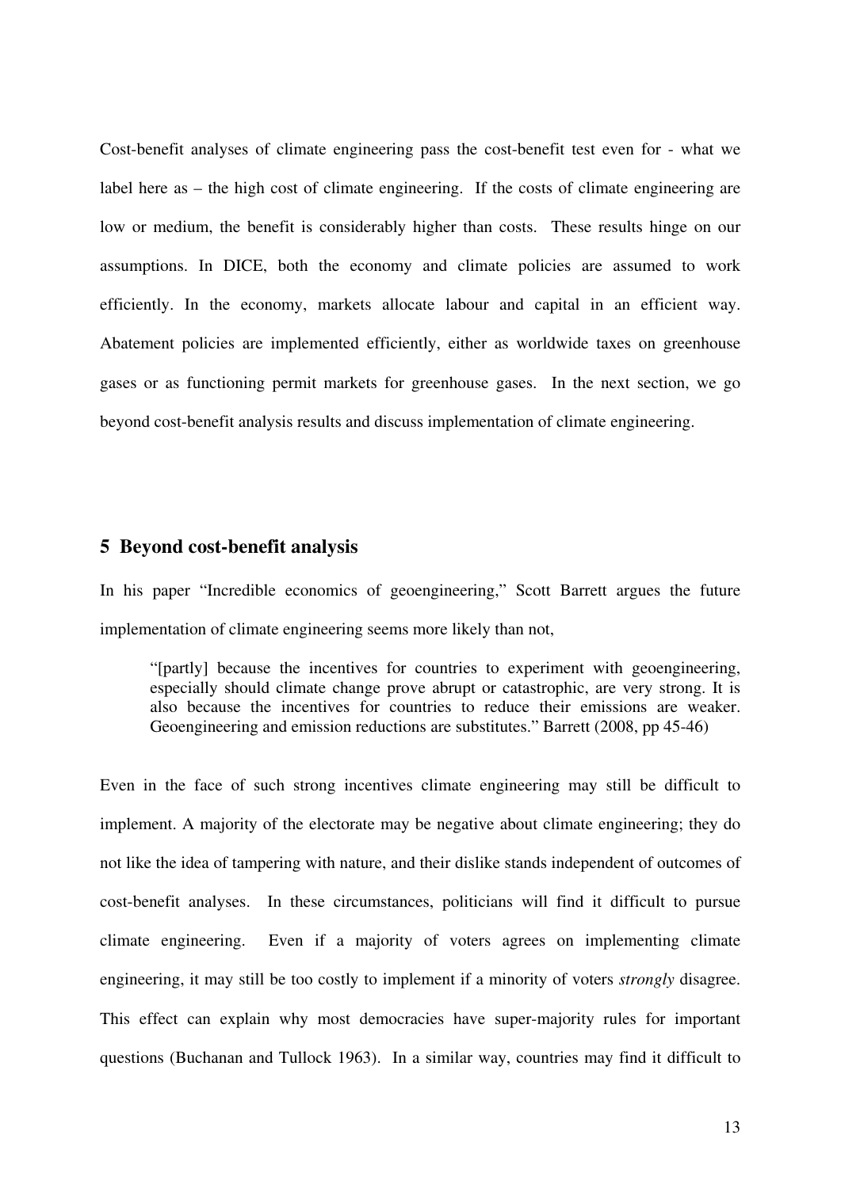Cost-benefit analyses of climate engineering pass the cost-benefit test even for - what we label here as – the high cost of climate engineering. If the costs of climate engineering are low or medium, the benefit is considerably higher than costs. These results hinge on our assumptions. In DICE, both the economy and climate policies are assumed to work efficiently. In the economy, markets allocate labour and capital in an efficient way. Abatement policies are implemented efficiently, either as worldwide taxes on greenhouse gases or as functioning permit markets for greenhouse gases. In the next section, we go beyond cost-benefit analysis results and discuss implementation of climate engineering.

## 5 Beyond cost-benefit analysis

In his paper "Incredible economics of geoengineering," Scott Barrett argues the future implementation of climate engineering seems more likely than not,

> "[partly] because the incentives for countries to experiment with geoengineering, especially should climate change prove abrupt or catastrophic, are very strong. It is also because the incentives for countries to reduce their emissions are weaker. Geoengineering and emission reductions are substitutes." Barrett (2008, pp 45-46)

Even in the face of such strong incentives climate engineering may still be difficult to implement. A majority of the electorate may be negative about climate engineering; they do not like the idea of tampering with nature, and their dislike stands independent of outcomes of cost-benefit analyses. In these circumstances, politicians will find it difficult to pursue climate engineering. Even if a majority of voters agrees on implementing climate engineering, it may still be too costly to implement if a minority of voters *strongly* disagree. This effect can explain why most democracies have super-majority rules for important questions (Buchanan and Tullock 1963). In a similar way, countries may find it difficult to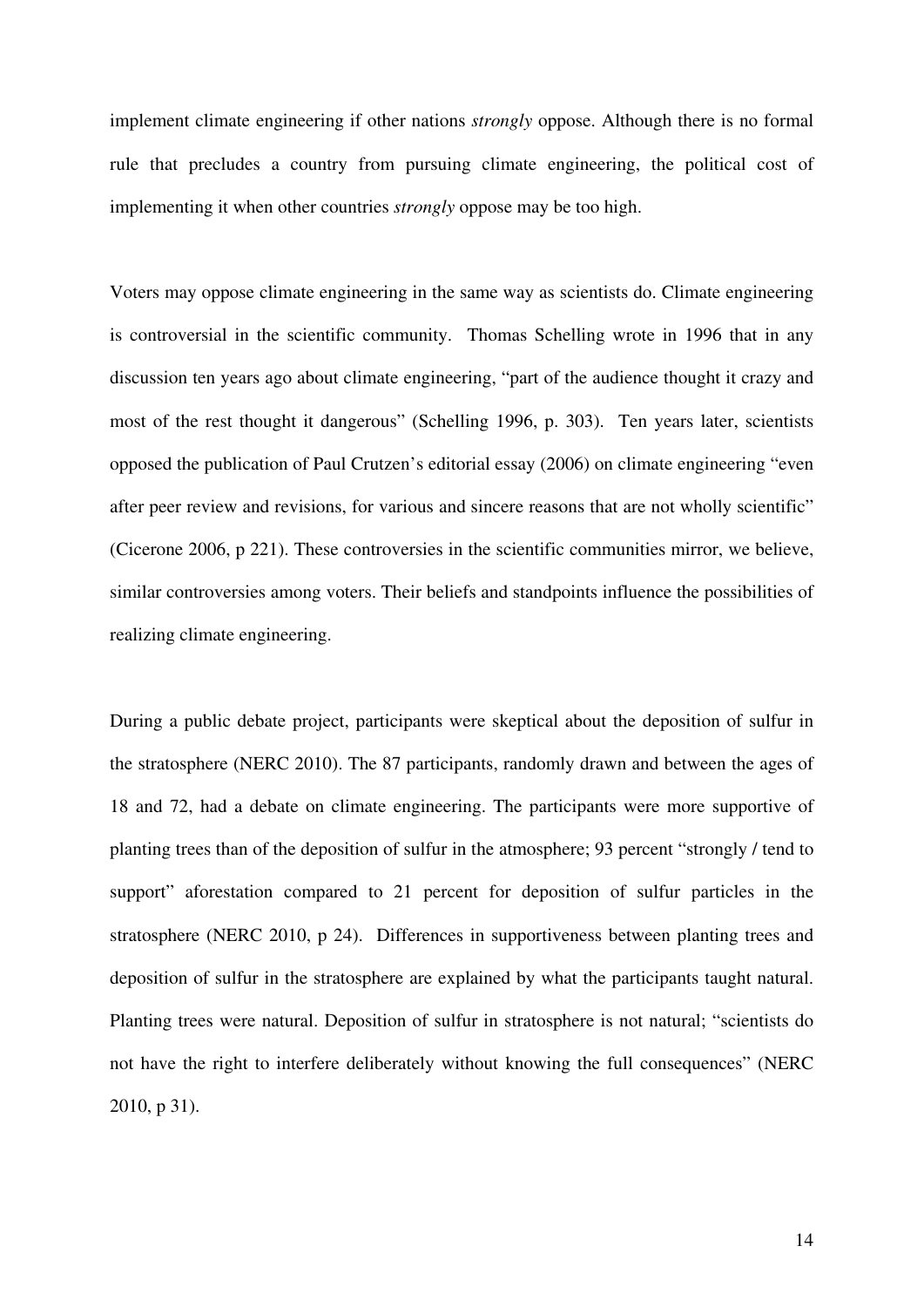implement climate engineering if other nations *strongly* oppose. Although there is no formal rule that precludes a country from pursuing climate engineering, the political cost of implementing it when other countries *strongly* oppose may be too high.

Voters may oppose climate engineering in the same way as scientists do. Climate engineering is controversial in the scientific community. Thomas Schelling wrote in 1996 that in any discussion ten years ago about climate engineering, "part of the audience thought it crazy and most of the rest thought it dangerous" (Schelling 1996, p. 303). Ten years later, scientists opposed the publication of Paul Crutzen's editorial essay (2006) on climate engineering "even after peer review and revisions, for various and sincere reasons that are not wholly scientific" (Cicerone 2006, p 221). These controversies in the scientific communities mirror, we believe, similar controversies among voters. Their beliefs and standpoints influence the possibilities of realizing climate engineering.

During a public debate project, participants were skeptical about the deposition of sulfur in the stratosphere (NERC 2010). The 87 participants, randomly drawn and between the ages of 18 and 72, had a debate on climate engineering. The participants were more supportive of planting trees than of the deposition of sulfur in the atmosphere; 93 percent "strongly / tend to support" aforestation compared to 21 percent for deposition of sulfur particles in the stratosphere (NERC 2010, p 24). Differences in supportiveness between planting trees and deposition of sulfur in the stratosphere are explained by what the participants taught natural. Planting trees were natural. Deposition of sulfur in stratosphere is not natural; "scientists do not have the right to interfere deliberately without knowing the full consequences" (NERC 2010, p 31).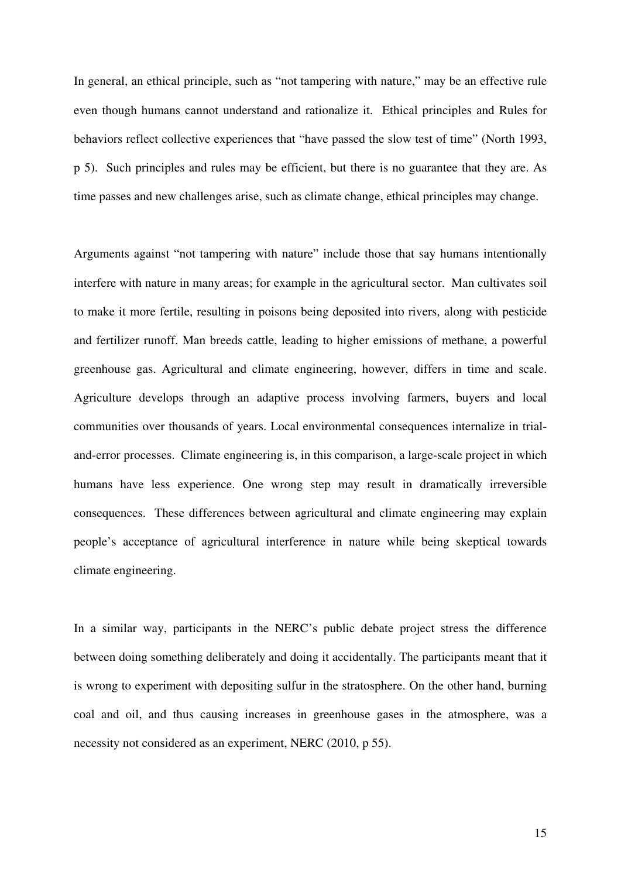In general, an ethical principle, such as "not tampering with nature," may be an effective rule even though humans cannot understand and rationalize it. Ethical principles and Rules for behaviors reflect collective experiences that "have passed the slow test of time" (North 1993, p 5). Such principles and rules may be efficient, but there is no guarantee that they are. As time passes and new challenges arise, such as climate change, ethical principles may change.

Arguments against "not tampering with nature" include those that say humans intentionally interfere with nature in many areas; for example in the agricultural sector. Man cultivates soil to make it more fertile, resulting in poisons being deposited into rivers, along with pesticide and fertilizer runoff. Man breeds cattle, leading to higher emissions of methane, a powerful greenhouse gas. Agricultural and climate engineering, however, differs in time and scale. Agriculture develops through an adaptive process involving farmers, buyers and local communities over thousands of years. Local environmental consequences internalize in trial-and-error processes. Climate engineering is, in this comparison, a large-scale project in which humans have less experience. One wrong step may result in dramatically irreversible consequences. These differences between agricultural and climate engineering may explain people's acceptance of agricultural interference in nature while being skeptical towards climate engineering.

In a similar way, participants in the NERC's public debate project stress the difference between doing something deliberately and doing it accidentally. The participants meant that it is wrong to experiment with depositing sulfur in the stratosphere. On the other hand, burning coal and oil, and thus causing increases in greenhouse gases in the atmosphere, was a necessity not considered as an experiment, NERC (2010, p 55).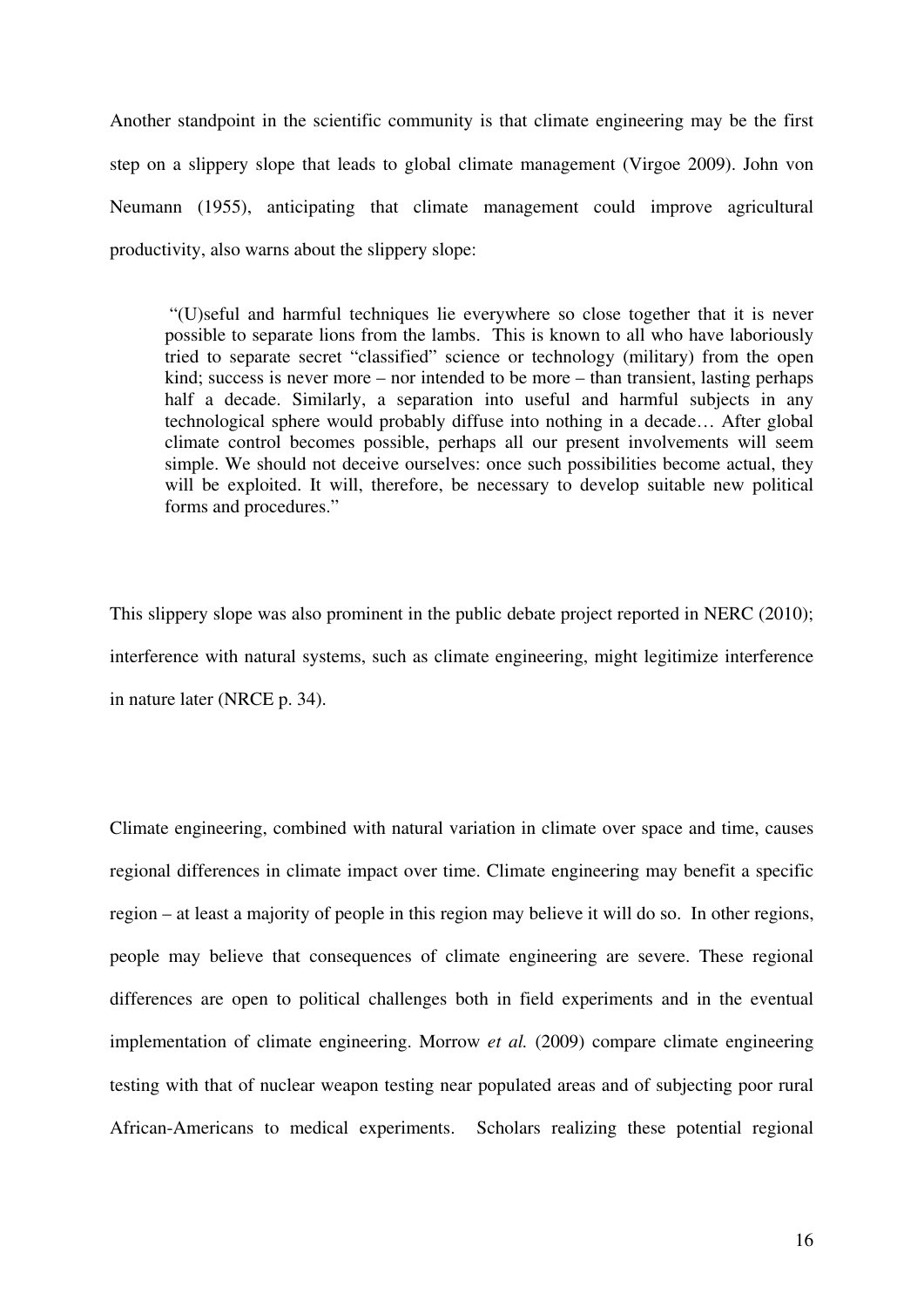Another standpoint in the scientific community is that climate engineering may be the first step on a slippery slope that leads to global climate management (Virgoe 2009). John von Neumann (1955), anticipating that climate management could improve agricultural productivity, also warns about the slippery slope:

> "(U)seful and harmful techniques lie everywhere so close together that it is never possible to separate lions from the lambs. This is known to all who have laboriously tried to separate secret "classified" science or technology (military) from the open kind; success is never more – nor intended to be more – than transient, lasting perhaps half a decade. Similarly, a separation into useful and harmful subjects in any technological sphere would probably diffuse into nothing in a decade… After global climate control becomes possible, perhaps all our present involvements will seem simple. We should not deceive ourselves: once such possibilities become actual, they will be exploited. It will, therefore, be necessary to develop suitable new political forms and procedures."

This slippery slope was also prominent in the public debate project reported in NERC (2010); interference with natural systems, such as climate engineering, might legitimize interference in nature later (NRCE p. 34).

Climate engineering, combined with natural variation in climate over space and time, causes regional differences in climate impact over time. Climate engineering may benefit a specific region – at least a majority of people in this region may believe it will do so. In other regions, people may believe that consequences of climate engineering are severe. These regional differences are open to political challenges both in field experiments and in the eventual implementation of climate engineering. Morrow *et al.* (2009) compare climate engineering testing with that of nuclear weapon testing near populated areas and of subjecting poor rural African-Americans to medical experiments. Scholars realizing these potential regional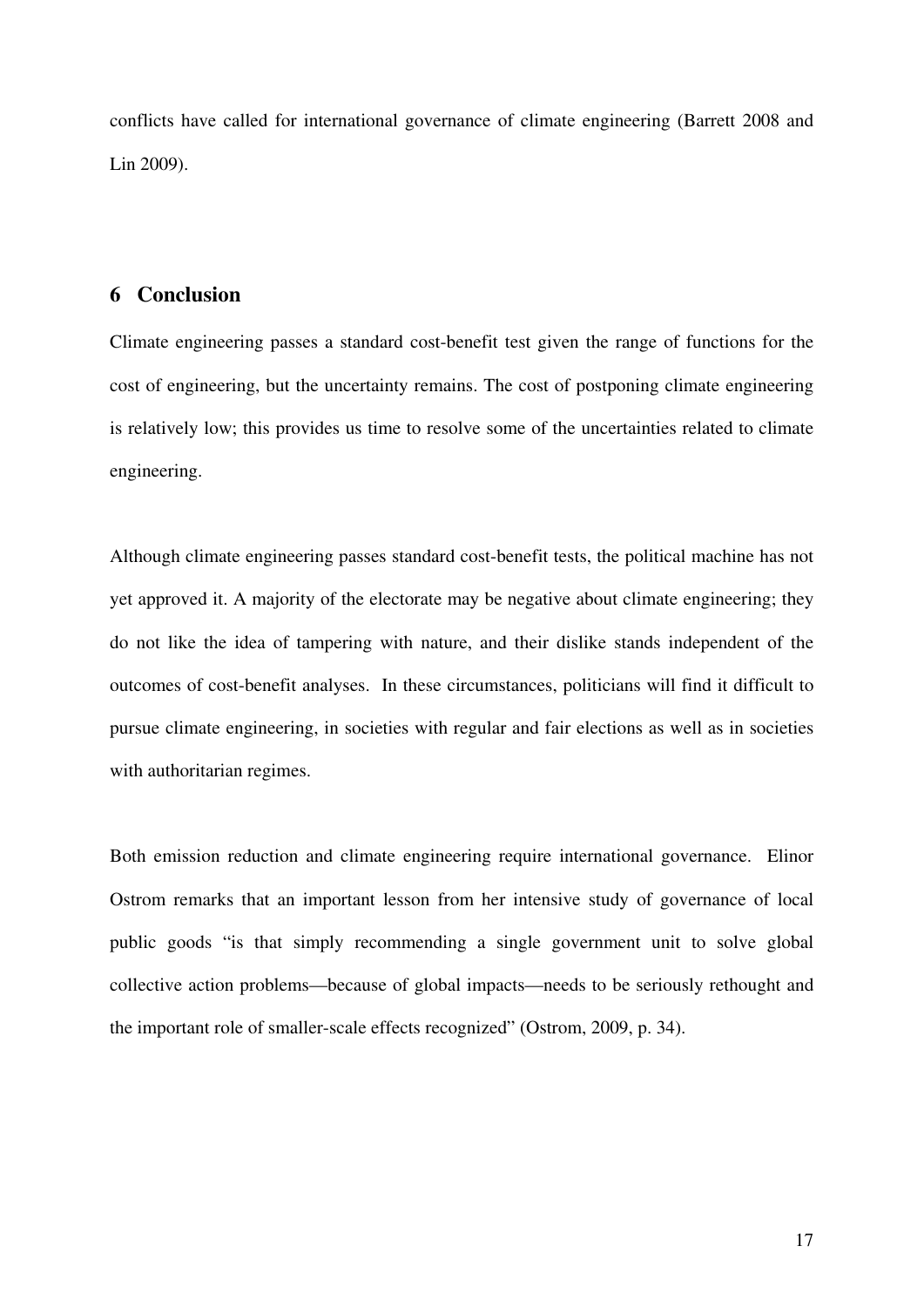conflicts have called for international governance of climate engineering (Barrett 2008 and Lin 2009).

## 6 Conclusion

Climate engineering passes a standard cost-benefit test given the range of functions for the cost of engineering, but the uncertainty remains. The cost of postponing climate engineering is relatively low; this provides us time to resolve some of the uncertainties related to climate engineering.

Although climate engineering passes standard cost-benefit tests, the political machine has not yet approved it. A majority of the electorate may be negative about climate engineering; they do not like the idea of tampering with nature, and their dislike stands independent of the outcomes of cost-benefit analyses. In these circumstances, politicians will find it difficult to pursue climate engineering, in societies with regular and fair elections as well as in societies with authoritarian regimes.

Both emission reduction and climate engineering require international governance. Elinor Ostrom remarks that an important lesson from her intensive study of governance of local public goods "is that simply recommending a single government unit to solve global collective action problems—because of global impacts—needs to be seriously rethought and the important role of smaller-scale effects recognized" (Ostrom, 2009, p. 34).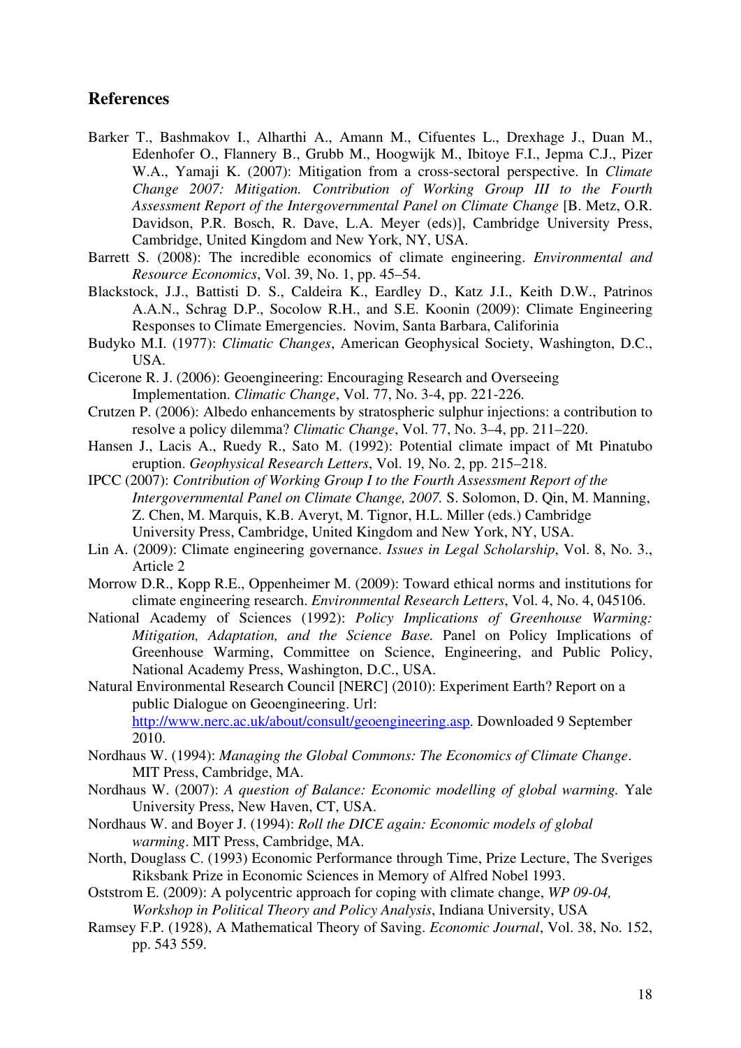## References

Barker T., Bashmakov I., Alharthi A., Amann M., Cifuentes L., Drexhage J., Duan M., Edenhofer O., Flannery B., Grubb M., Hoogwijk M., Ibitoye F.I., Jepma C.J., Pizer W.A., Yamaji K. (2007): Mitigation from a cross-sectoral perspective. In *Climate Change 2007: Mitigation. Contribution of Working Group III to the Fourth Assessment Report of the Intergovernmental Panel on Climate Change* [B. Metz, O.R. Davidson, P.R. Bosch, R. Dave, L.A. Meyer (eds)], Cambridge University Press, Cambridge, United Kingdom and New York, NY, USA.

Barrett S. (2008): The incredible economics of climate engineering. *Environmental and Resource Economics*, Vol. 39, No. 1, pp. 45–54.

Blackstock, J.J., Battisti D. S., Caldeira K., Eardley D., Katz J.I., Keith D.W., Patrinos A.A.N., Schrag D.P., Socolow R.H., and S.E. Koonin (2009): Climate Engineering Responses to Climate Emergencies. Novim, Santa Barbara, Califorinia

Budyko M.I. (1977): *Climatic Changes*, American Geophysical Society, Washington, D.C., USA.

Cicerone R. J. (2006): Geoengineering: Encouraging Research and Overseeing Implementation. *Climatic Change*, Vol. 77, No. 3-4, pp. 221-226.

Crutzen P. (2006): Albedo enhancements by stratospheric sulphur injections: a contribution to resolve a policy dilemma? *Climatic Change*, Vol. 77, No. 3–4, pp. 211–220.

Hansen J., Lacis A., Ruedy R., Sato M. (1992): Potential climate impact of Mt Pinatubo eruption. *Geophysical Research Letters*, Vol. 19, No. 2, pp. 215–218.

IPCC (2007): *Contribution of Working Group I to the Fourth Assessment Report of the Intergovernmental Panel on Climate Change, 2007.* S. Solomon, D. Qin, M. Manning, Z. Chen, M. Marquis, K.B. Averyt, M. Tignor, H.L. Miller (eds.) Cambridge University Press, Cambridge, United Kingdom and New York, NY, USA.

Lin A. (2009): Climate engineering governance. *Issues in Legal Scholarship*, Vol. 8, No. 3., Article 2

Morrow D.R., Kopp R.E., Oppenheimer M. (2009): Toward ethical norms and institutions for climate engineering research. *Environmental Research Letters*, Vol. 4, No. 4, 045106.

National Academy of Sciences (1992): *Policy Implications of Greenhouse Warming: Mitigation, Adaptation, and the Science Base.* Panel on Policy Implications of Greenhouse Warming, Committee on Science, Engineering, and Public Policy, National Academy Press, Washington, D.C., USA.

Natural Environmental Research Council [NERC] (2010): Experiment Earth? Report on a public Dialogue on Geoengineering. Url: http://www.nerc.ac.uk/about/consult/geoengineering.asp. Downloaded 9 September 2010.

Nordhaus W. (1994): *Managing the Global Commons: The Economics of Climate Change*. MIT Press, Cambridge, MA.

Nordhaus W. (2007): *A question of Balance: Economic modelling of global warming.* Yale University Press, New Haven, CT, USA.

Nordhaus W. and Boyer J. (1994): *Roll the DICE again: Economic models of global warming*. MIT Press, Cambridge, MA.

North, Douglass C. (1993) Economic Performance through Time, Prize Lecture, The Sveriges Riksbank Prize in Economic Sciences in Memory of Alfred Nobel 1993.

Oststrom E. (2009): A polycentric approach for coping with climate change, *WP 09-04, Workshop in Political Theory and Policy Analysis*, Indiana University, USA

Ramsey F.P. (1928), A Mathematical Theory of Saving. *Economic Journal*, Vol. 38, No. 152, pp. 543 559.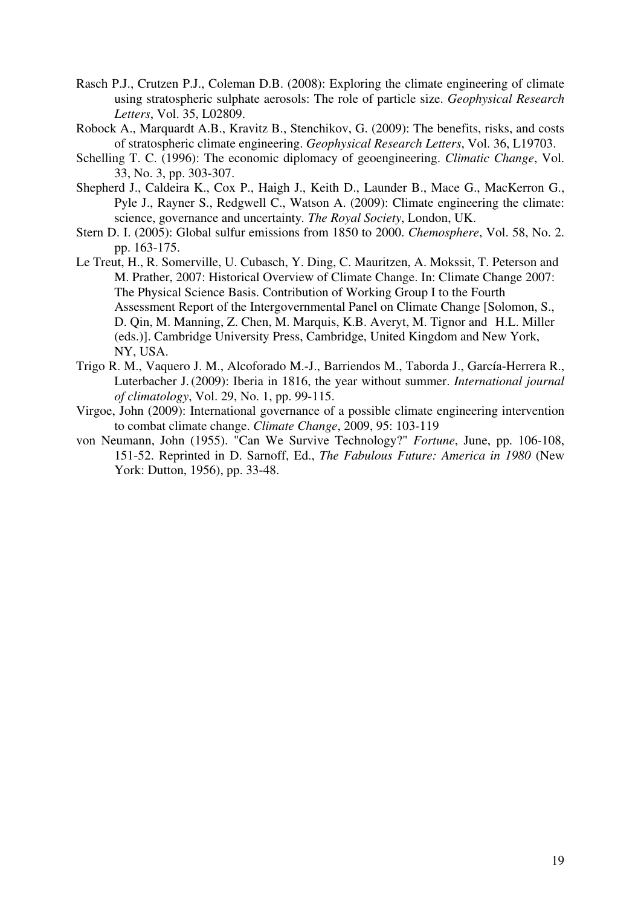Rasch P.J., Crutzen P.J., Coleman D.B. (2008): Exploring the climate engineering of climate using stratospheric sulphate aerosols: The role of particle size. *Geophysical Research Letters*, Vol. 35, L02809.

Robock A., Marquardt A.B., Kravitz B., Stenchikov, G. (2009): The benefits, risks, and costs of stratospheric climate engineering. *Geophysical Research Letters*, Vol. 36, L19703.

Schelling T. C. (1996): The economic diplomacy of geoengineering. *Climatic Change*, Vol. 33, No. 3, pp. 303-307.

Shepherd J., Caldeira K., Cox P., Haigh J., Keith D., Launder B., Mace G., MacKerron G., Pyle J., Rayner S., Redgwell C., Watson A. (2009): Climate engineering the climate: science, governance and uncertainty. *The Royal Society*, London, UK.

Stern D. I. (2005): Global sulfur emissions from 1850 to 2000. *Chemosphere*, Vol. 58, No. 2. pp. 163-175.

Le Treut, H., R. Somerville, U. Cubasch, Y. Ding, C. Mauritzen, A. Mokssit, T. Peterson and M. Prather, 2007: Historical Overview of Climate Change. In: Climate Change 2007: The Physical Science Basis. Contribution of Working Group I to the Fourth Assessment Report of the Intergovernmental Panel on Climate Change [Solomon, S., D. Qin, M. Manning, Z. Chen, M. Marquis, K.B. Averyt, M. Tignor and H.L. Miller (eds.)]. Cambridge University Press, Cambridge, United Kingdom and New York, NY, USA.

Trigo R. M., Vaquero J. M., Alcoforado M.-J., Barriendos M., Taborda J., García-Herrera R., Luterbacher J. (2009): Iberia in 1816, the year without summer. *International journal of climatology*, Vol. 29, No. 1, pp. 99-115.

Virgoe, John (2009): International governance of a possible climate engineering intervention to combat climate change. *Climate Change*, 2009, 95: 103-119

von Neumann, John (1955). "Can We Survive Technology?" *Fortune*, June, pp. 106-108, 151-52. Reprinted in D. Sarnoff, Ed., *The Fabulous Future: America in 1980* (New York: Dutton, 1956), pp. 33-48.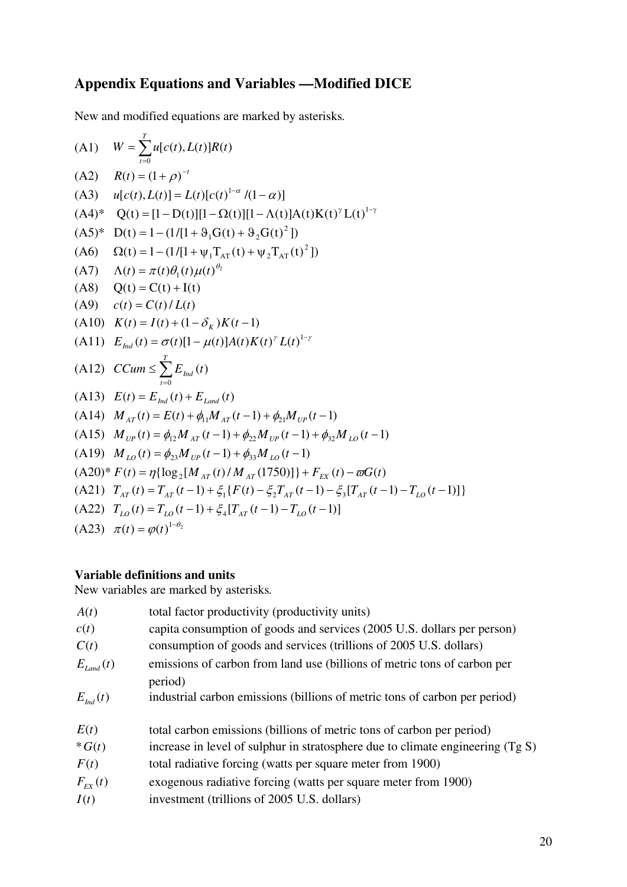## Appendix Equations and Variables —Modified DICE

New and modified equations are marked by asterisks.

(A1) $W = \sum_{t=0}^{T} u[c(t), L(t)]R(t)$

(A2) $R(t) = (1+\rho)^{-t}$

(A3) $u[c(t), L(t)] = L(t)[c(t)^{1-\alpha} / (1-\alpha)]$

(A4)* $Q(t) = [1 - D(t)][1 - \Omega(t)][1 - \Lambda(t)]A(t)K(t)^{\gamma} L(t)^{1-\gamma}$

(A5)* $D(t) = 1 - (1/[1 + \vartheta_1 G(t) + \vartheta_2 G(t)^2])$

(A6) $\Omega(t) = 1 - (1/[1 + \psi_1 T_{AT}(t) + \psi_2 T_{AT}(t)^2])$

(A7) $\Lambda(t) = \pi(t)\theta_1(t)\mu(t)^{\theta_2}$

(A8) $Q(t) = C(t) + I(t)$

(A9) $c(t) = C(t) / L(t)$

(A10) $K(t) = I(t) + (1-\delta_K)K(t-1)$

(A11) $E_{Ind}(t) = \sigma(t)[1-\mu(t)]A(t)K(t)^{\gamma} L(t)^{1-\gamma}$

(A12) $CCum \leq \sum_{t=0}^{T} E_{Ind}(t)$

(A13) $E(t) = E_{Ind}(t) + E_{Land}(t)$

(A14) $M_{AT}(t) = E(t) + \phi_{11} M_{AT}(t-1) + \phi_{21} M_{UP}(t-1)$

(A15) $M_{UP}(t) = \phi_{12} M_{AT}(t-1) + \phi_{22} M_{UP}(t-1) + \phi_{32} M_{LO}(t-1)$

(A19) $M_{LO}(t) = \phi_{23} M_{UP}(t-1) + \phi_{33} M_{LO}(t-1)$

(A20)* $F(t) = \eta\{\log_2[M_{AT}(t) / M_{AT}(1750)]\} + F_{EX}(t) - \varpi G(t)$

(A21) $T_{AT}(t) = T_{AT}(t-1) + \xi_1\{F(t) - \xi_2 T_{AT}(t-1) - \xi_3[T_{AT}(t-1) - T_{LO}(t-1)]\}$

(A22) $T_{LO}(t) = T_{LO}(t-1) + \xi_4[T_{AT}(t-1) - T_{LO}(t-1)]$

(A23) $\pi(t) = \varphi(t)^{1-\theta_2}$

**Variable definitions and units**

New variables are marked by asterisks.

| | |
|---|---|
| $A(t)$ | total factor productivity (productivity units) |
| $c(t)$ | capita consumption of goods and services (2005 U.S. dollars per person) |
| $C(t)$ | consumption of goods and services (trillions of 2005 U.S. dollars) |
| $E_{Land}(t)$ | emissions of carbon from land use (billions of metric tons of carbon per period) |
| $E_{Ind}(t)$ | industrial carbon emissions (billions of metric tons of carbon per period) |
| $E(t)$ | total carbon emissions (billions of metric tons of carbon per period) |
| $*G(t)$ | increase in level of sulphur in stratosphere due to climate engineering (Tg S) |
| $F(t)$ | total radiative forcing (watts per square meter from 1900) |
| $F_{EX}(t)$ | exogenous radiative forcing (watts per square meter from 1900) |
| $I(t)$ | investment (trillions of 2005 U.S. dollars) |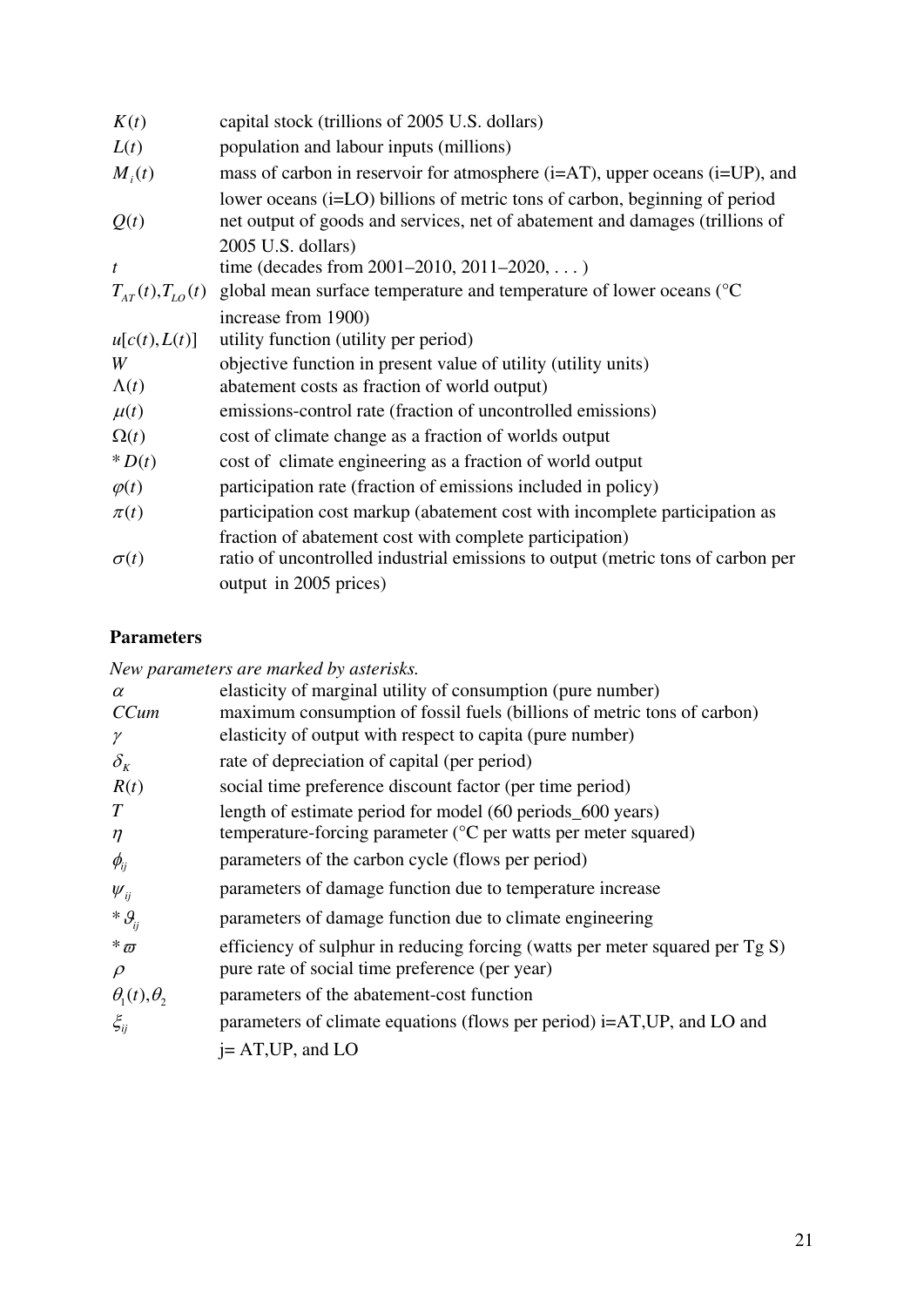| | |
|---|---|
| $K(t)$ | capital stock (trillions of 2005 U.S. dollars) |
| $L(t)$ | population and labour inputs (millions) |
| $M_i(t)$ | mass of carbon in reservoir for atmosphere (i=AT), upper oceans (i=UP), and lower oceans (i=LO) billions of metric tons of carbon, beginning of period |
| $Q(t)$ | net output of goods and services, net of abatement and damages (trillions of 2005 U.S. dollars) |
| $t$ | time (decades from 2001–2010, 2011–2020, . . . ) |
| $T_{AT}(t), T_{LO}(t)$ | global mean surface temperature and temperature of lower oceans (°C increase from 1900) |
| $u[c(t), L(t)]$ | utility function (utility per period) |
| $W$ | objective function in present value of utility (utility units) |
| $\Lambda(t)$ | abatement costs as fraction of world output) |
| $\mu(t)$ | emissions-control rate (fraction of uncontrolled emissions) |
| $\Omega(t)$ | cost of climate change as a fraction of worlds output |
| $*D(t)$ | cost of climate engineering as a fraction of world output |
| $\varphi(t)$ | participation rate (fraction of emissions included in policy) |
| $\pi(t)$ | participation cost markup (abatement cost with incomplete participation as fraction of abatement cost with complete participation) |
| $\sigma(t)$ | ratio of uncontrolled industrial emissions to output (metric tons of carbon per output in 2005 prices) |

**Parameters**

*New parameters are marked by asterisks.*

| | |
|---|---|
| $\alpha$ | elasticity of marginal utility of consumption (pure number) |
| $CCum$ | maximum consumption of fossil fuels (billions of metric tons of carbon) |
| $\gamma$ | elasticity of output with respect to capita (pure number) |
| $\delta_K$ | rate of depreciation of capital (per period) |
| $R(t)$ | social time preference discount factor (per time period) |
| $T$ | length of estimate period for model (60 periods_600 years) |
| $\eta$ | temperature-forcing parameter (°C per watts per meter squared) |
| $\phi_{ij}$ | parameters of the carbon cycle (flows per period) |
| $\psi_{ij}$ | parameters of damage function due to temperature increase |
| $*\vartheta_{ij}$ | parameters of damage function due to climate engineering |
| $*\varpi$ | efficiency of sulphur in reducing forcing (watts per meter squared per Tg S) |
| $\rho$ | pure rate of social time preference (per year) |
| $\theta_1(t), \theta_2$ | parameters of the abatement-cost function |
| $\xi_{ij}$ | parameters of climate equations (flows per period) i=AT,UP, and LO and j= AT,UP, and LO |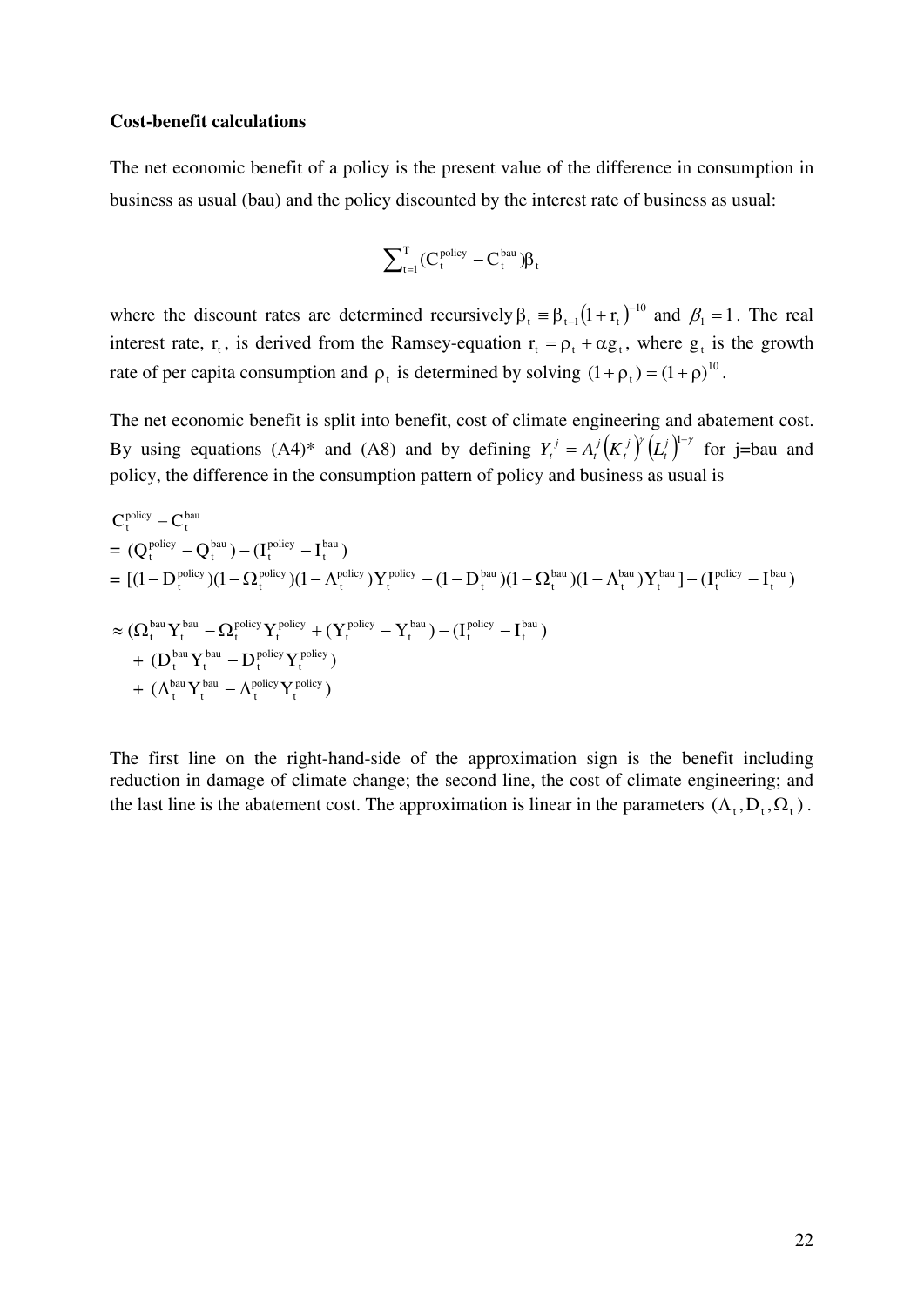**Cost-benefit calculations**

The net economic benefit of a policy is the present value of the difference in consumption in business as usual (bau) and the policy discounted by the interest rate of business as usual:

$$\sum_{t=1}^{T} (C_t^{policy} - C_t^{bau})\beta_t$$

where the discount rates are determined recursively $\beta_t \equiv \beta_{t-1}(1+r_t)^{-10}$ and $\beta_1 = 1$. The real interest rate, $r_t$, is derived from the Ramsey-equation $r_t = \rho_t + \alpha g_t$, where $g_t$ is the growth rate of per capita consumption and $\rho_t$ is determined by solving $(1+\rho_t) = (1+\rho)^{10}$.

The net economic benefit is split into benefit, cost of climate engineering and abatement cost. By using equations (A4)* and (A8) and by defining $Y_t^j = A_t^j \left(K_t^j\right)^{\gamma} \left(L_t^j\right)^{1-\gamma}$ for j=bau and policy, the difference in the consumption pattern of policy and business as usual is

$$
\begin{aligned}
& C_t^{policy} - C_t^{bau} \\
&= (Q_t^{policy} - Q_t^{bau}) - (I_t^{policy} - I_t^{bau}) \\
&= [(1-D_t^{policy})(1-\Omega_t^{policy})(1-\Lambda_t^{policy})Y_t^{policy} - (1-D_t^{bau})(1-\Omega_t^{bau})(1-\Lambda_t^{bau})Y_t^{bau}] - (I_t^{policy} - I_t^{bau}) \\
&\approx (\Omega_t^{bau}Y_t^{bau} - \Omega_t^{policy}Y_t^{policy} + (Y_t^{policy} - Y_t^{bau}) - (I_t^{policy} - I_t^{bau}) \\
&\quad + (D_t^{bau}Y_t^{bau} - D_t^{policy}Y_t^{policy}) \\
&\quad + (\Lambda_t^{bau}Y_t^{bau} - \Lambda_t^{policy}Y_t^{policy})
\end{aligned}
$$

The first line on the right-hand-side of the approximation sign is the benefit including reduction in damage of climate change; the second line, the cost of climate engineering; and the last line is the abatement cost. The approximation is linear in the parameters $(\Lambda_t, D_t, \Omega_t)$.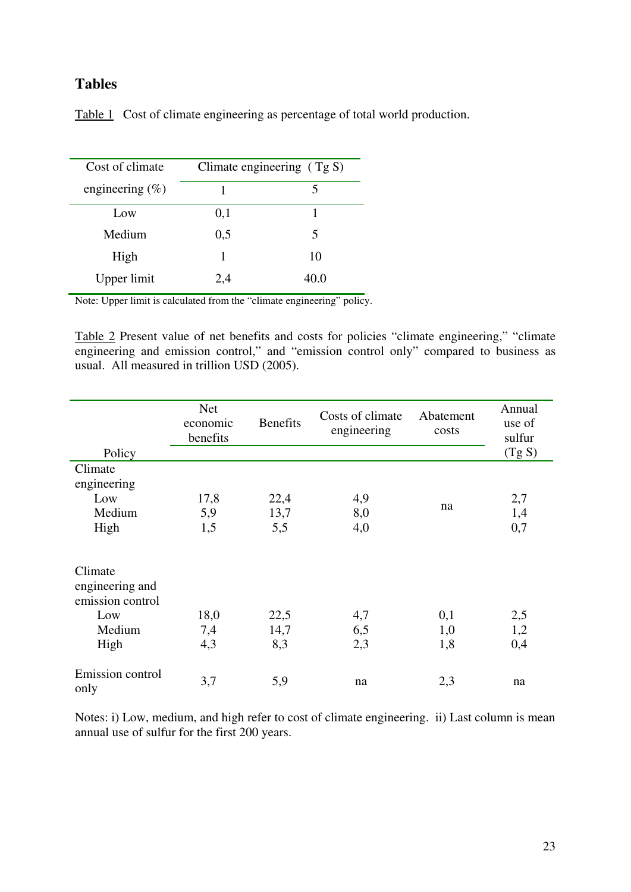## Tables

Table 1 Cost of climate engineering as percentage of total world production.

| Cost of climate engineering (%) | Climate engineering (Tg S) | |
|---|---|---|
| | 1 | 5 |
| Low | 0,1 | 1 |
| Medium | 0,5 | 5 |
| High | 1 | 10 |
| Upper limit | 2,4 | 40.0 |

Note: Upper limit is calculated from the "climate engineering" policy.

Table 2 Present value of net benefits and costs for policies "climate engineering," "climate engineering and emission control," and "emission control only" compared to business as usual. All measured in trillion USD (2005).

| Policy | Net economic benefits | Benefits | Costs of climate engineering | Abatement costs | Annual use of sulfur (Tg S) |
|---|---|---|---|---|---|
| Climate engineering | | | | | |
| Low | 17,8 | 22,4 | 4,9 | na | 2,7 |
| Medium | 5,9 | 13,7 | 8,0 | | 1,4 |
| High | 1,5 | 5,5 | 4,0 | | 0,7 |
| Climate engineering and emission control | | | | | |
| Low | 18,0 | 22,5 | 4,7 | 0,1 | 2,5 |
| Medium | 7,4 | 14,7 | 6,5 | 1,0 | 1,2 |
| High | 4,3 | 8,3 | 2,3 | 1,8 | 0,4 |
| Emission control only | 3,7 | 5,9 | na | 2,3 | na |

Notes: i) Low, medium, and high refer to cost of climate engineering. ii) Last column is mean annual use of sulfur for the first 200 years.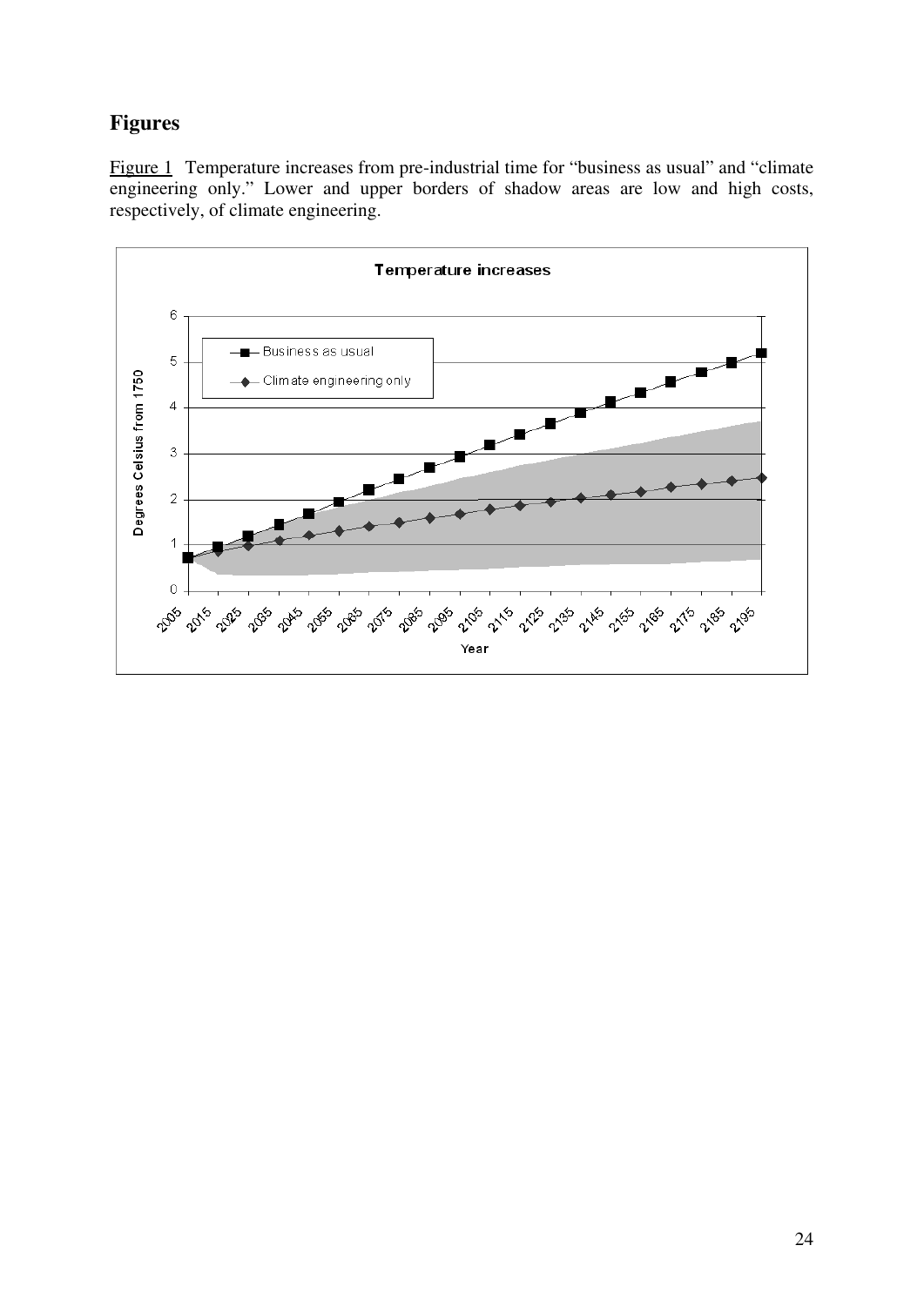## Figures

Figure 1 Temperature increases from pre-industrial time for "business as usual" and "climate engineering only." Lower and upper borders of shadow areas are low and high costs, respectively, of climate engineering.

Temperature increases

Business as usual

Climate engineering only

Degrees Celsius from 1750

0
1
2
3
4
5
6

2005
2015
2025
2035
2045
2055
2065
2075
2085
2095
2105
2115
2125
2135
2145
2155
2165
2175
2185
2195

Year